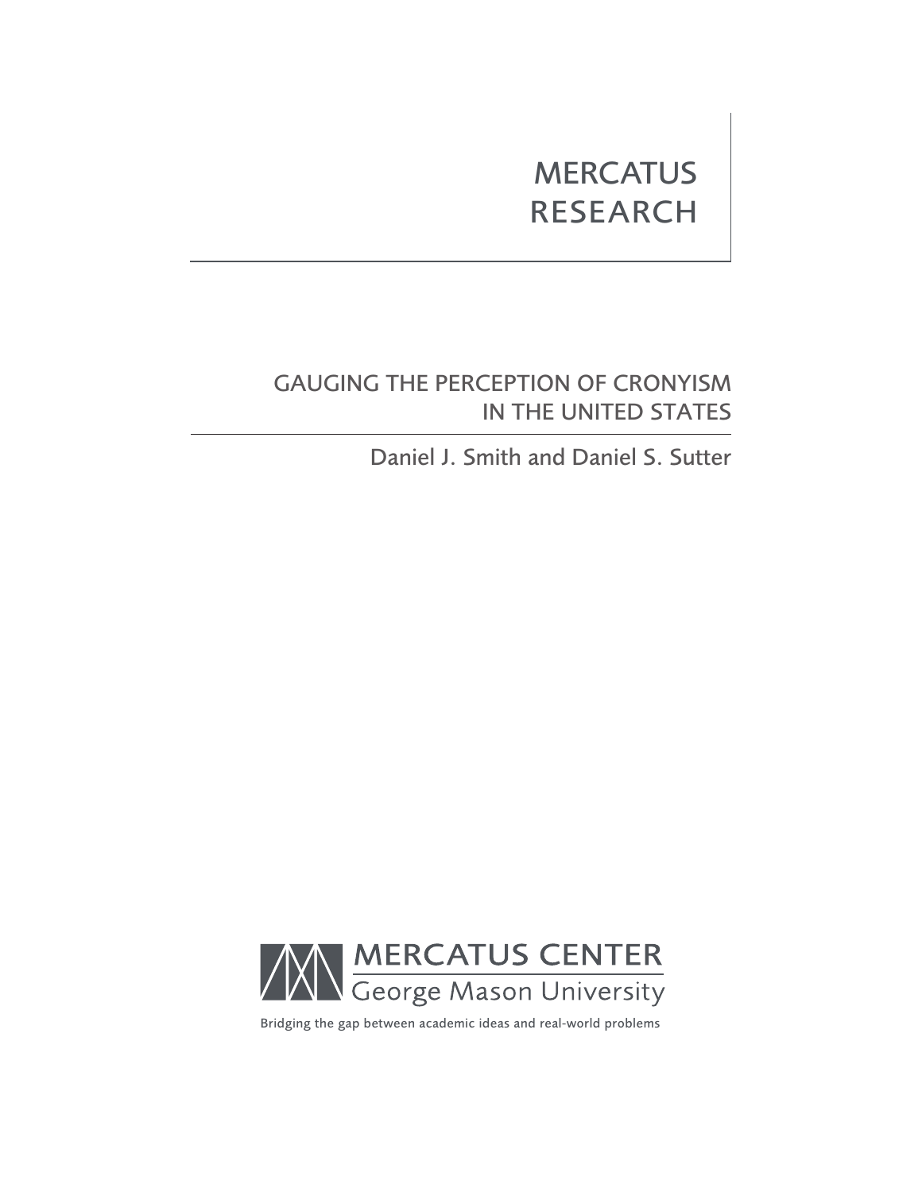MERCATUS
RESEARCH

# GAUGING THE PERCEPTION OF CRONYISM IN THE UNITED STATES

Daniel J. Smith and Daniel S. Sutter

MERCATUS CENTER
George Mason University

Bridging the gap between academic ideas and real-world problems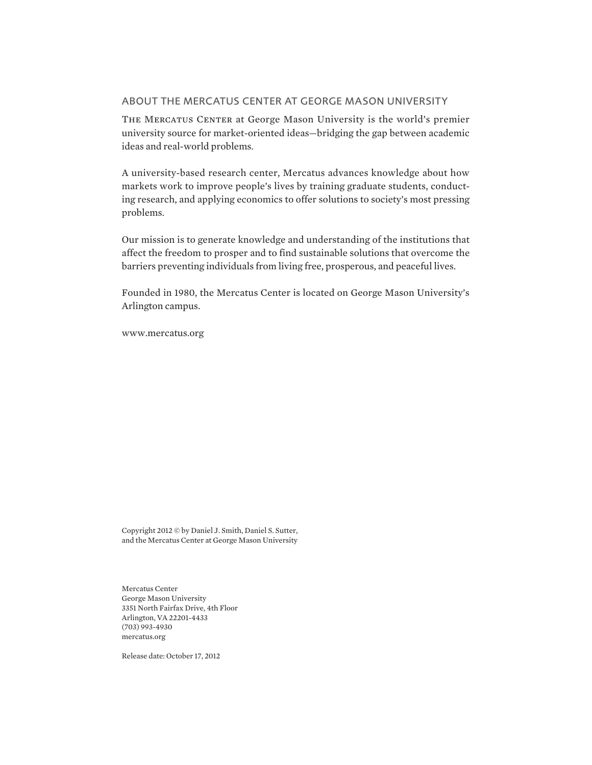## ABOUT THE MERCATUS CENTER AT GEORGE MASON UNIVERSITY

The Mercatus Center at George Mason University is the world's premier university source for market-oriented ideas—bridging the gap between academic ideas and real-world problems.

A university-based research center, Mercatus advances knowledge about how markets work to improve people's lives by training graduate students, conducting research, and applying economics to offer solutions to society's most pressing problems.

Our mission is to generate knowledge and understanding of the institutions that affect the freedom to prosper and to find sustainable solutions that overcome the barriers preventing individuals from living free, prosperous, and peaceful lives.

Founded in 1980, the Mercatus Center is located on George Mason University's Arlington campus.

www.mercatus.org

Copyright 2012 © by Daniel J. Smith, Daniel S. Sutter, and the Mercatus Center at George Mason University

Mercatus Center
George Mason University
3351 North Fairfax Drive, 4th Floor
Arlington, VA 22201-4433
(703) 993-4930
mercatus.org

Release date: October 17, 2012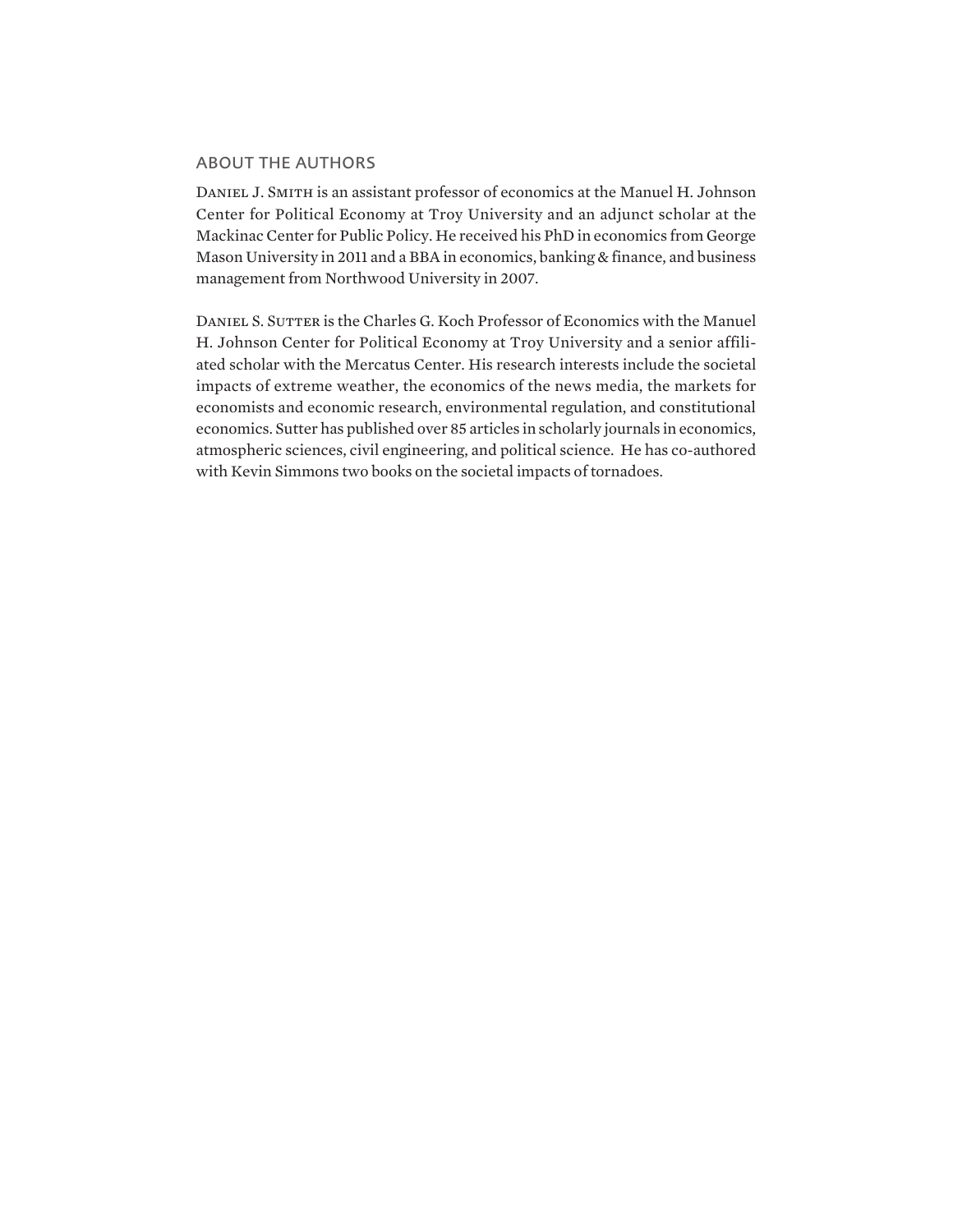## ABOUT THE AUTHORS

Daniel J. Smith is an assistant professor of economics at the Manuel H. Johnson Center for Political Economy at Troy University and an adjunct scholar at the Mackinac Center for Public Policy. He received his PhD in economics from George Mason University in 2011 and a BBA in economics, banking & finance, and business management from Northwood University in 2007.

Daniel S. Sutter is the Charles G. Koch Professor of Economics with the Manuel H. Johnson Center for Political Economy at Troy University and a senior affiliated scholar with the Mercatus Center. His research interests include the societal impacts of extreme weather, the economics of the news media, the markets for economists and economic research, environmental regulation, and constitutional economics. Sutter has published over 85 articles in scholarly journals in economics, atmospheric sciences, civil engineering, and political science. He has co-authored with Kevin Simmons two books on the societal impacts of tornadoes.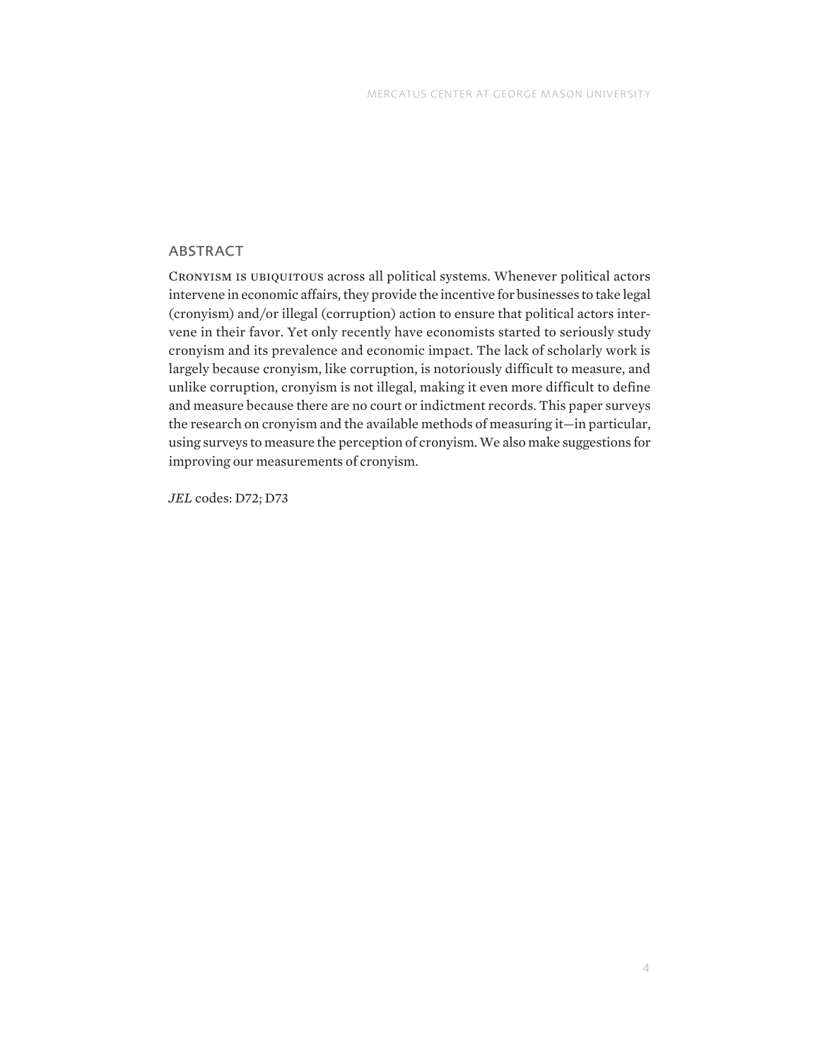## ABSTRACT

Cronyism is ubiquitous across all political systems. Whenever political actors intervene in economic affairs, they provide the incentive for businesses to take legal (cronyism) and/or illegal (corruption) action to ensure that political actors intervene in their favor. Yet only recently have economists started to seriously study cronyism and its prevalence and economic impact. The lack of scholarly work is largely because cronyism, like corruption, is notoriously difficult to measure, and unlike corruption, cronyism is not illegal, making it even more difficult to define and measure because there are no court or indictment records. This paper surveys the research on cronyism and the available methods of measuring it—in particular, using surveys to measure the perception of cronyism. We also make suggestions for improving our measurements of cronyism.

*JEL* codes: D72; D73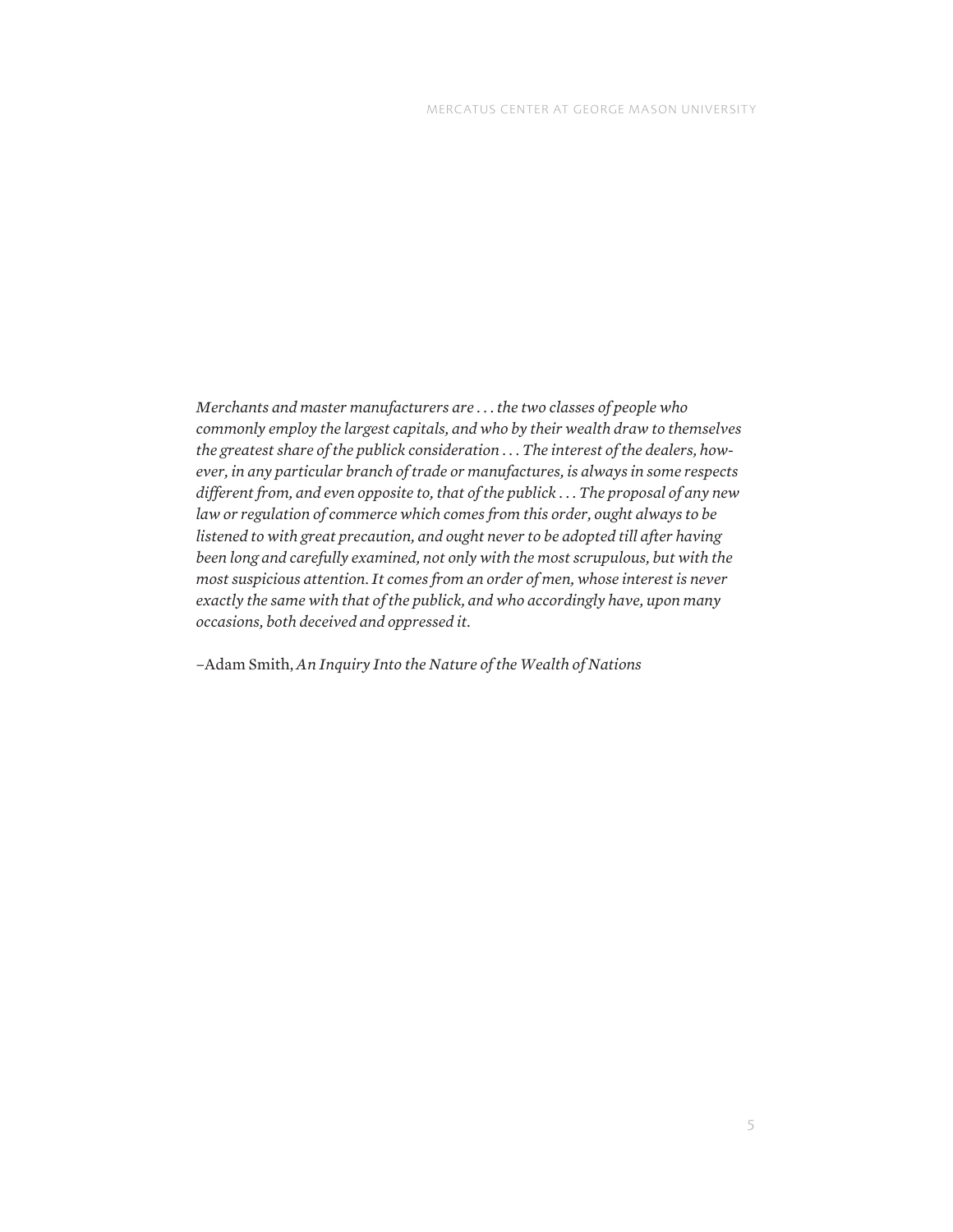*Merchants and master manufacturers are . . . the two classes of people who commonly employ the largest capitals, and who by their wealth draw to themselves the greatest share of the publick consideration . . . The interest of the dealers, however, in any particular branch of trade or manufactures, is always in some respects different from, and even opposite to, that of the publick . . . The proposal of any new law or regulation of commerce which comes from this order, ought always to be listened to with great precaution, and ought never to be adopted till after having been long and carefully examined, not only with the most scrupulous, but with the most suspicious attention. It comes from an order of men, whose interest is never exactly the same with that of the publick, and who accordingly have, upon many occasions, both deceived and oppressed it.*

–Adam Smith, *An Inquiry Into the Nature of the Wealth of Nations*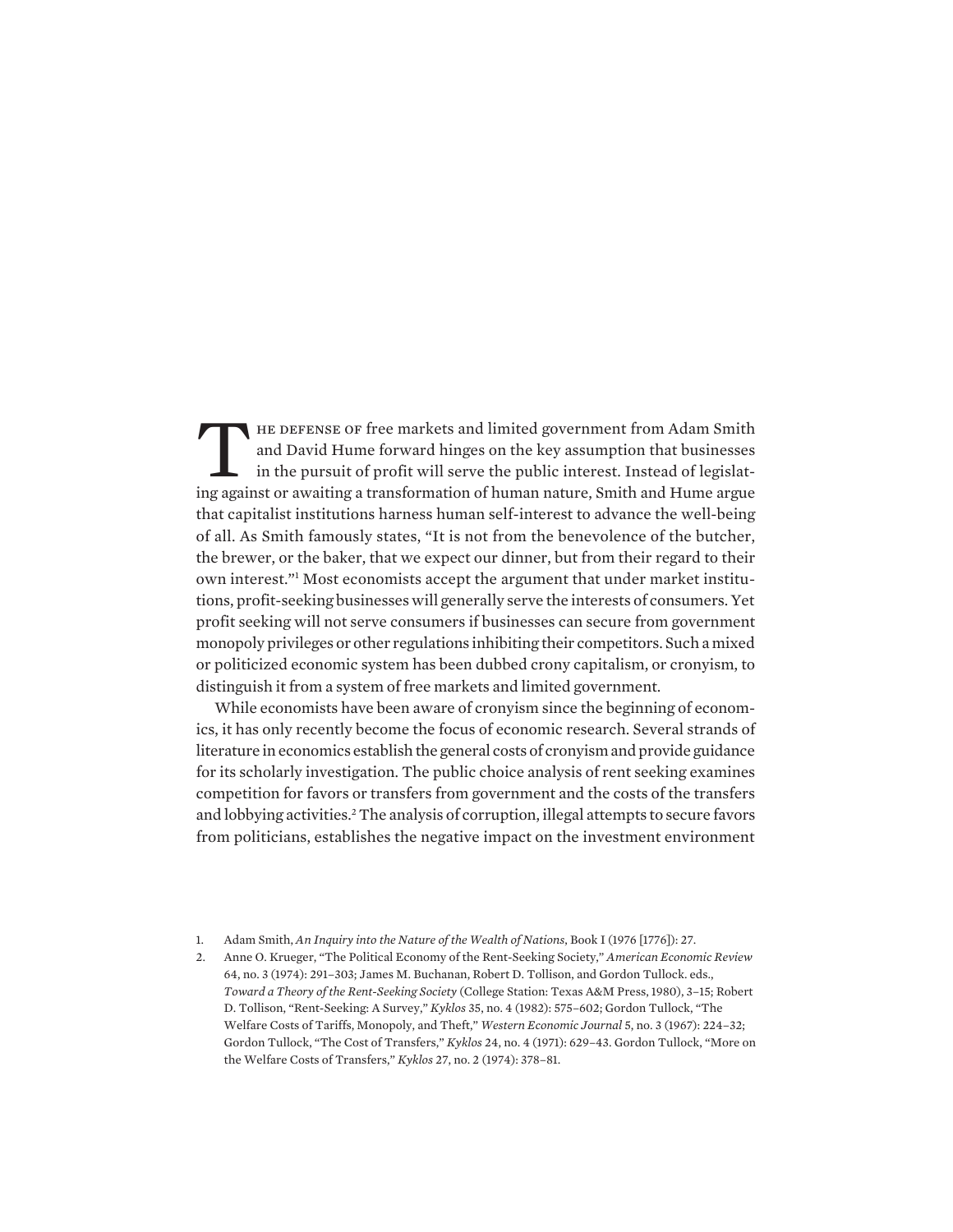The defense of free markets and limited government from Adam Smith and David Hume forward hinges on the key assumption that businesses in the pursuit of profit will serve the public interest. Instead of legislating against or awaiting a transformation of human nature, Smith and Hume argue that capitalist institutions harness human self-interest to advance the well-being of all. As Smith famously states, "It is not from the benevolence of the butcher, the brewer, or the baker, that we expect our dinner, but from their regard to their own interest."[1] Most economists accept the argument that under market institutions, profit-seeking businesses will generally serve the interests of consumers. Yet profit seeking will not serve consumers if businesses can secure from government monopoly privileges or other regulations inhibiting their competitors. Such a mixed or politicized economic system has been dubbed crony capitalism, or cronyism, to distinguish it from a system of free markets and limited government.

While economists have been aware of cronyism since the beginning of economics, it has only recently become the focus of economic research. Several strands of literature in economics establish the general costs of cronyism and provide guidance for its scholarly investigation. The public choice analysis of rent seeking examines competition for favors or transfers from government and the costs of the transfers and lobbying activities.[2] The analysis of corruption, illegal attempts to secure favors from politicians, establishes the negative impact on the investment environment

1. Adam Smith, *An Inquiry into the Nature of the Wealth of Nations*, Book I (1976 [1776]): 27.
2. Anne O. Krueger, "The Political Economy of the Rent-Seeking Society," *American Economic Review* 64, no. 3 (1974): 291–303; James M. Buchanan, Robert D. Tollison, and Gordon Tullock. eds., *Toward a Theory of the Rent-Seeking Society* (College Station: Texas A&M Press, 1980), 3–15; Robert D. Tollison, "Rent-Seeking: A Survey," *Kyklos* 35, no. 4 (1982): 575–602; Gordon Tullock, "The Welfare Costs of Tariffs, Monopoly, and Theft," *Western Economic Journal* 5, no. 3 (1967): 224–32; Gordon Tullock, "The Cost of Transfers," *Kyklos* 24, no. 4 (1971): 629–43. Gordon Tullock, "More on the Welfare Costs of Transfers," *Kyklos* 27, no. 2 (1974): 378–81.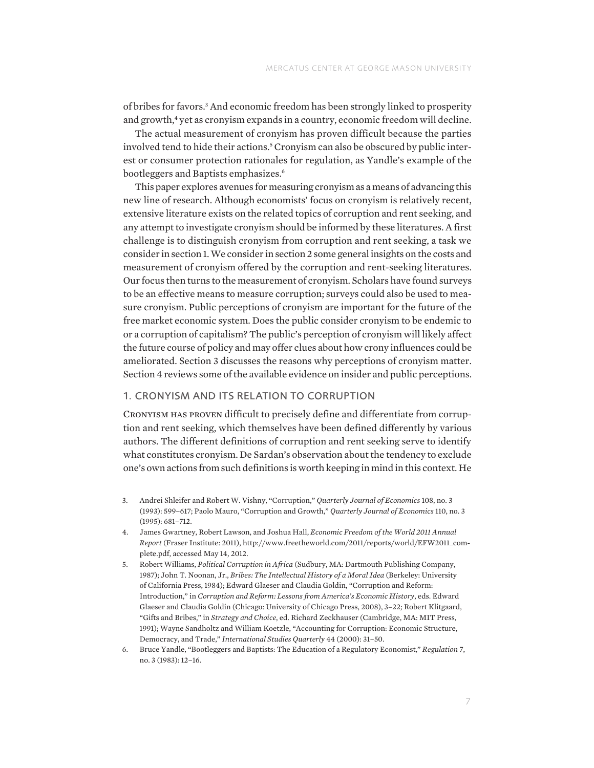of bribes for favors.[3] And economic freedom has been strongly linked to prosperity and growth,[4] yet as cronyism expands in a country, economic freedom will decline.

The actual measurement of cronyism has proven difficult because the parties involved tend to hide their actions.[5] Cronyism can also be obscured by public interest or consumer protection rationales for regulation, as Yandle's example of the bootleggers and Baptists emphasizes.[6]

This paper explores avenues for measuring cronyism as a means of advancing this new line of research. Although economists' focus on cronyism is relatively recent, extensive literature exists on the related topics of corruption and rent seeking, and any attempt to investigate cronyism should be informed by these literatures. A first challenge is to distinguish cronyism from corruption and rent seeking, a task we consider in section 1. We consider in section 2 some general insights on the costs and measurement of cronyism offered by the corruption and rent-seeking literatures. Our focus then turns to the measurement of cronyism. Scholars have found surveys to be an effective means to measure corruption; surveys could also be used to measure cronyism. Public perceptions of cronyism are important for the future of the free market economic system. Does the public consider cronyism to be endemic to or a corruption of capitalism? The public's perception of cronyism will likely affect the future course of policy and may offer clues about how crony influences could be ameliorated. Section 3 discusses the reasons why perceptions of cronyism matter. Section 4 reviews some of the available evidence on insider and public perceptions.

## 1. CRONYISM AND ITS RELATION TO CORRUPTION

Cronyism has proven difficult to precisely define and differentiate from corruption and rent seeking, which themselves have been defined differently by various authors. The different definitions of corruption and rent seeking serve to identify what constitutes cronyism. De Sardan's observation about the tendency to exclude one's own actions from such definitions is worth keeping in mind in this context. He

3. Andrei Shleifer and Robert W. Vishny, "Corruption," *Quarterly Journal of Economics* 108, no. 3 (1993): 599–617; Paolo Mauro, "Corruption and Growth," *Quarterly Journal of Economics* 110, no. 3 (1995): 681–712.
4. James Gwartney, Robert Lawson, and Joshua Hall, *Economic Freedom of the World 2011 Annual Report* (Fraser Institute: 2011), http://www.freetheworld.com/2011/reports/world/EFW2011_complete.pdf, accessed May 14, 2012.
5. Robert Williams, *Political Corruption in Africa* (Sudbury, MA: Dartmouth Publishing Company, 1987); John T. Noonan, Jr., *Bribes: The Intellectual History of a Moral Idea* (Berkeley: University of California Press, 1984); Edward Glaeser and Claudia Goldin, "Corruption and Reform: Introduction," in *Corruption and Reform: Lessons from America's Economic History*, eds. Edward Glaeser and Claudia Goldin (Chicago: University of Chicago Press, 2008), 3–22; Robert Klitgaard, "Gifts and Bribes," in *Strategy and Choice*, ed. Richard Zeckhauser (Cambridge, MA: MIT Press, 1991); Wayne Sandholtz and William Koetzle, "Accounting for Corruption: Economic Structure, Democracy, and Trade," *International Studies Quarterly* 44 (2000): 31–50.
6. Bruce Yandle, "Bootleggers and Baptists: The Education of a Regulatory Economist," *Regulation* 7, no. 3 (1983): 12–16.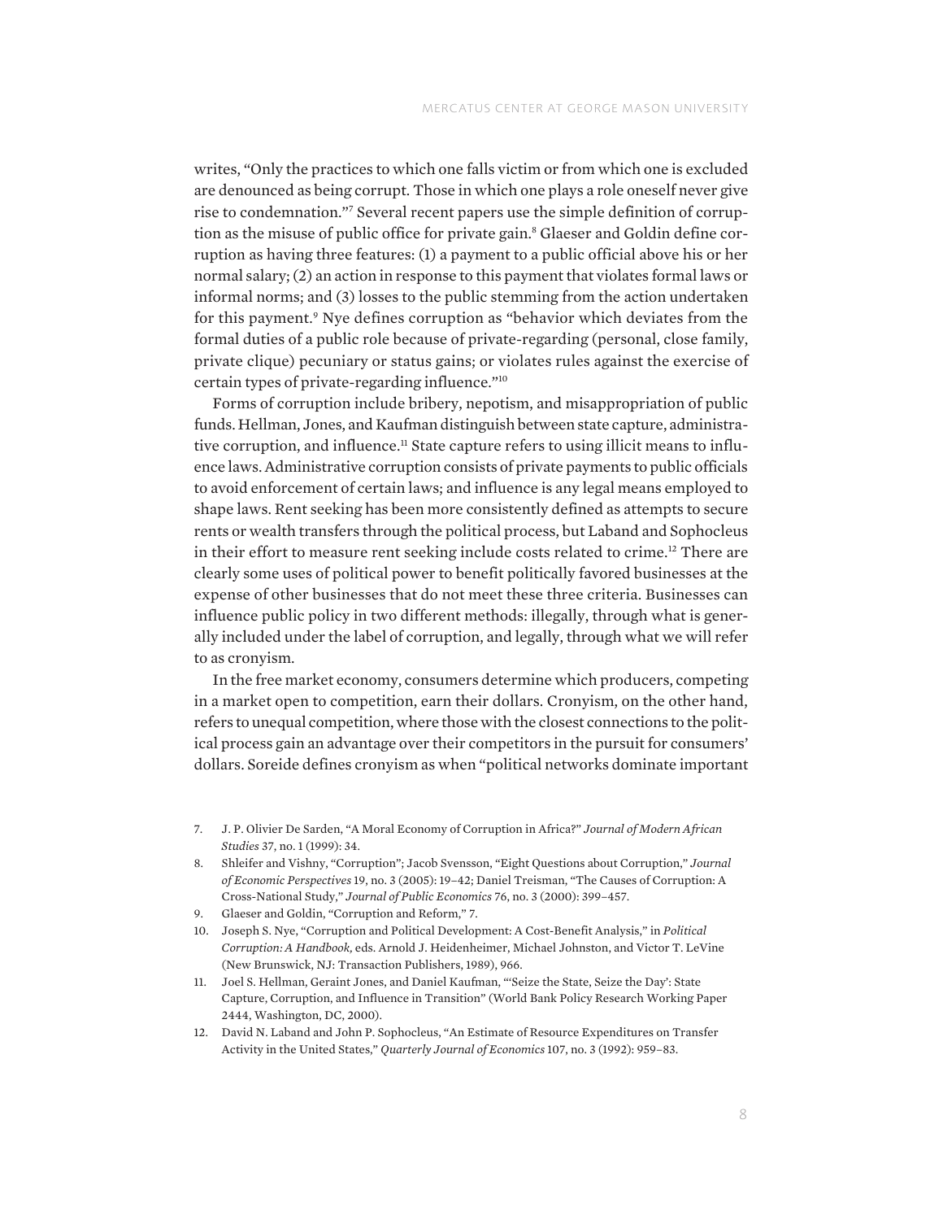writes, "Only the practices to which one falls victim or from which one is excluded are denounced as being corrupt. Those in which one plays a role oneself never give rise to condemnation."[7] Several recent papers use the simple definition of corruption as the misuse of public office for private gain.[8] Glaeser and Goldin define corruption as having three features: (1) a payment to a public official above his or her normal salary; (2) an action in response to this payment that violates formal laws or informal norms; and (3) losses to the public stemming from the action undertaken for this payment.[9] Nye defines corruption as "behavior which deviates from the formal duties of a public role because of private-regarding (personal, close family, private clique) pecuniary or status gains; or violates rules against the exercise of certain types of private-regarding influence."[10]

Forms of corruption include bribery, nepotism, and misappropriation of public funds. Hellman, Jones, and Kaufman distinguish between state capture, administrative corruption, and influence.[11] State capture refers to using illicit means to influence laws. Administrative corruption consists of private payments to public officials to avoid enforcement of certain laws; and influence is any legal means employed to shape laws. Rent seeking has been more consistently defined as attempts to secure rents or wealth transfers through the political process, but Laband and Sophocleus in their effort to measure rent seeking include costs related to crime.[12] There are clearly some uses of political power to benefit politically favored businesses at the expense of other businesses that do not meet these three criteria. Businesses can influence public policy in two different methods: illegally, through what is generally included under the label of corruption, and legally, through what we will refer to as cronyism.

In the free market economy, consumers determine which producers, competing in a market open to competition, earn their dollars. Cronyism, on the other hand, refers to unequal competition, where those with the closest connections to the political process gain an advantage over their competitors in the pursuit for consumers' dollars. Soreide defines cronyism as when "political networks dominate important

7. J. P. Olivier De Sarden, "A Moral Economy of Corruption in Africa?" *Journal of Modern African Studies* 37, no. 1 (1999): 34.
8. Shleifer and Vishny, "Corruption"; Jacob Svensson, "Eight Questions about Corruption," *Journal of Economic Perspectives* 19, no. 3 (2005): 19–42; Daniel Treisman, "The Causes of Corruption: A Cross-National Study," *Journal of Public Economics* 76, no. 3 (2000): 399–457.
9. Glaeser and Goldin, "Corruption and Reform," 7.
10. Joseph S. Nye, "Corruption and Political Development: A Cost-Benefit Analysis," in *Political Corruption: A Handbook*, eds. Arnold J. Heidenheimer, Michael Johnston, and Victor T. LeVine (New Brunswick, NJ: Transaction Publishers, 1989), 966.
11. Joel S. Hellman, Geraint Jones, and Daniel Kaufman, "'Seize the State, Seize the Day': State Capture, Corruption, and Influence in Transition" (World Bank Policy Research Working Paper 2444, Washington, DC, 2000).
12. David N. Laband and John P. Sophocleus, "An Estimate of Resource Expenditures on Transfer Activity in the United States," *Quarterly Journal of Economics* 107, no. 3 (1992): 959–83.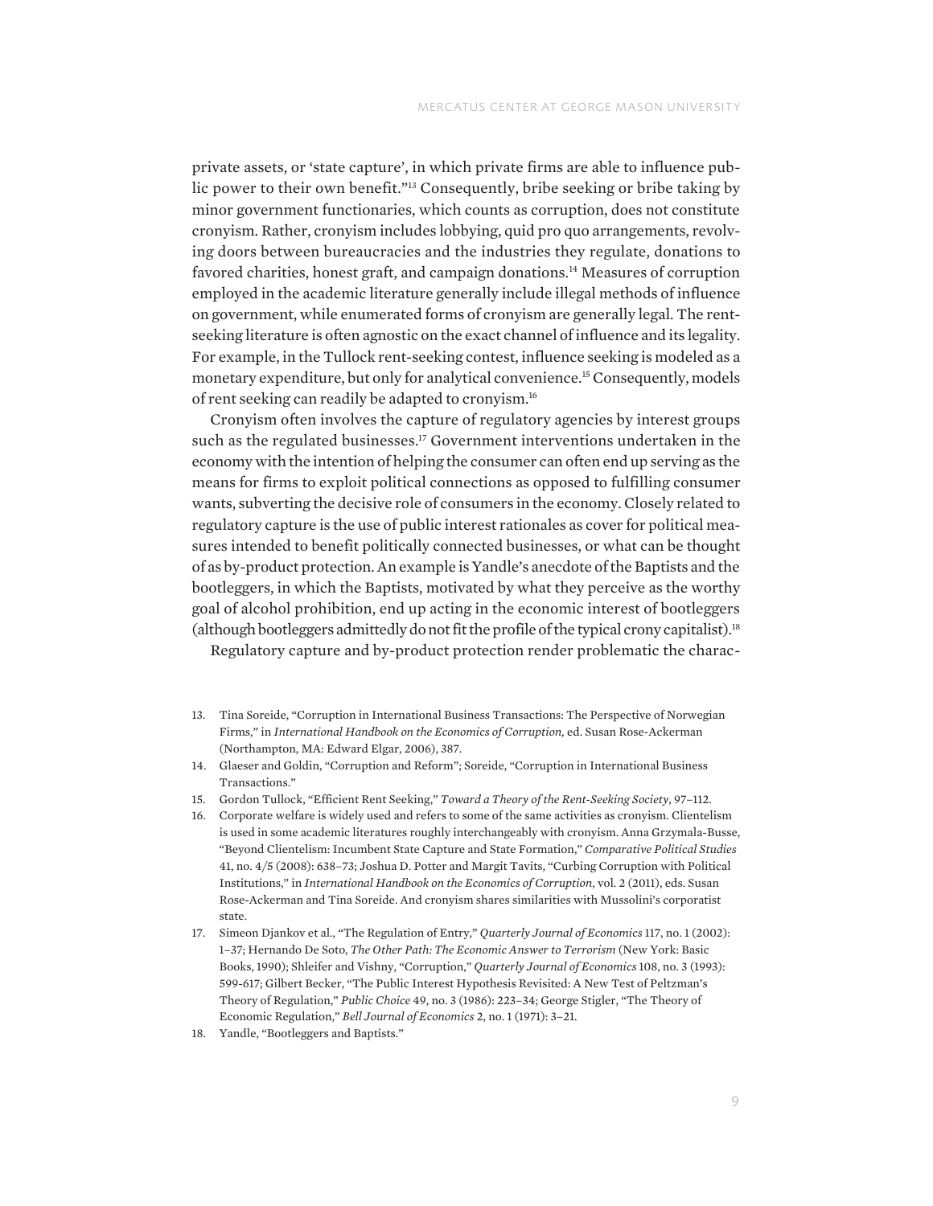private assets, or 'state capture', in which private firms are able to influence public power to their own benefit."[13] Consequently, bribe seeking or bribe taking by minor government functionaries, which counts as corruption, does not constitute cronyism. Rather, cronyism includes lobbying, quid pro quo arrangements, revolving doors between bureaucracies and the industries they regulate, donations to favored charities, honest graft, and campaign donations.[14] Measures of corruption employed in the academic literature generally include illegal methods of influence on government, while enumerated forms of cronyism are generally legal. The rent-seeking literature is often agnostic on the exact channel of influence and its legality. For example, in the Tullock rent-seeking contest, influence seeking is modeled as a monetary expenditure, but only for analytical convenience.[15] Consequently, models of rent seeking can readily be adapted to cronyism.[16]

Cronyism often involves the capture of regulatory agencies by interest groups such as the regulated businesses.[17] Government interventions undertaken in the economy with the intention of helping the consumer can often end up serving as the means for firms to exploit political connections as opposed to fulfilling consumer wants, subverting the decisive role of consumers in the economy. Closely related to regulatory capture is the use of public interest rationales as cover for political measures intended to benefit politically connected businesses, or what can be thought of as by-product protection. An example is Yandle's anecdote of the Baptists and the bootleggers, in which the Baptists, motivated by what they perceive as the worthy goal of alcohol prohibition, end up acting in the economic interest of bootleggers (although bootleggers admittedly do not fit the profile of the typical crony capitalist).[18]

Regulatory capture and by-product protection render problematic the charac-

13. Tina Soreide, "Corruption in International Business Transactions: The Perspective of Norwegian Firms," in *International Handbook on the Economics of Corruption,* ed. Susan Rose-Ackerman (Northampton, MA: Edward Elgar, 2006), 387.
14. Glaeser and Goldin, "Corruption and Reform"; Soreide, "Corruption in International Business Transactions."
15. Gordon Tullock, "Efficient Rent Seeking," *Toward a Theory of the Rent-Seeking Society*, 97–112.
16. Corporate welfare is widely used and refers to some of the same activities as cronyism. Clientelism is used in some academic literatures roughly interchangeably with cronyism. Anna Grzymala-Busse, "Beyond Clientelism: Incumbent State Capture and State Formation," *Comparative Political Studies* 41, no. 4/5 (2008): 638–73; Joshua D. Potter and Margit Tavits, "Curbing Corruption with Political Institutions," in *International Handbook on the Economics of Corruption*, vol. 2 (2011), eds. Susan Rose-Ackerman and Tina Soreide. And cronyism shares similarities with Mussolini's corporatist state.
17. Simeon Djankov et al., "The Regulation of Entry," *Quarterly Journal of Economics* 117, no. 1 (2002): 1–37; Hernando De Soto, *The Other Path: The Economic Answer to Terrorism* (New York: Basic Books, 1990); Shleifer and Vishny, "Corruption," *Quarterly Journal of Economics* 108, no. 3 (1993): 599-617; Gilbert Becker, "The Public Interest Hypothesis Revisited: A New Test of Peltzman's Theory of Regulation," *Public Choice* 49, no. 3 (1986): 223–34; George Stigler, "The Theory of Economic Regulation," *Bell Journal of Economics* 2, no. 1 (1971): 3–21.
18. Yandle, "Bootleggers and Baptists."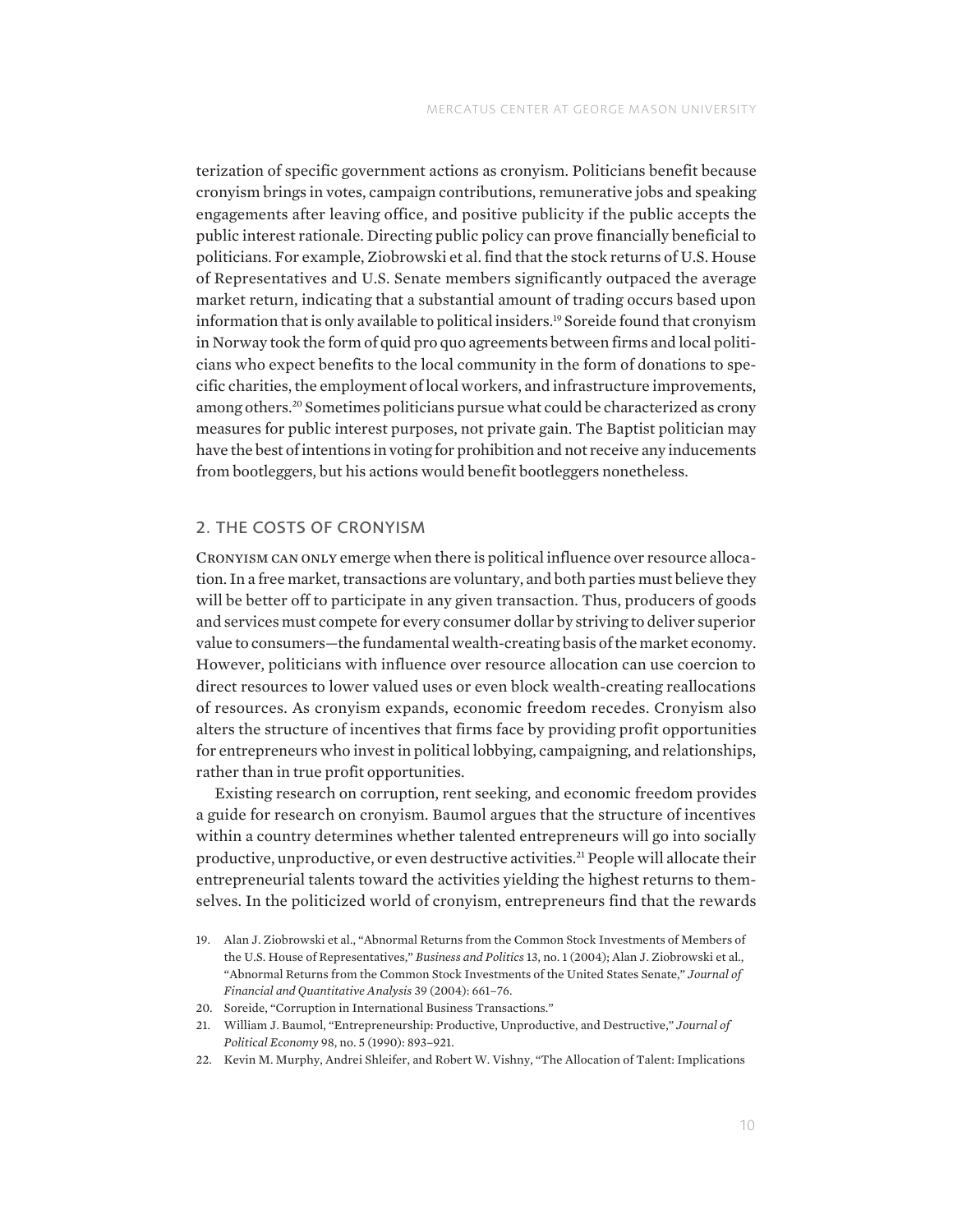terization of specific government actions as cronyism. Politicians benefit because cronyism brings in votes, campaign contributions, remunerative jobs and speaking engagements after leaving office, and positive publicity if the public accepts the public interest rationale. Directing public policy can prove financially beneficial to politicians. For example, Ziobrowski et al. find that the stock returns of U.S. House of Representatives and U.S. Senate members significantly outpaced the average market return, indicating that a substantial amount of trading occurs based upon information that is only available to political insiders.[19] Soreide found that cronyism in Norway took the form of quid pro quo agreements between firms and local politicians who expect benefits to the local community in the form of donations to specific charities, the employment of local workers, and infrastructure improvements, among others.[20] Sometimes politicians pursue what could be characterized as crony measures for public interest purposes, not private gain. The Baptist politician may have the best of intentions in voting for prohibition and not receive any inducements from bootleggers, but his actions would benefit bootleggers nonetheless.

## 2. THE COSTS OF CRONYISM

Cronyism can only emerge when there is political influence over resource allocation. In a free market, transactions are voluntary, and both parties must believe they will be better off to participate in any given transaction. Thus, producers of goods and services must compete for every consumer dollar by striving to deliver superior value to consumers—the fundamental wealth-creating basis of the market economy. However, politicians with influence over resource allocation can use coercion to direct resources to lower valued uses or even block wealth-creating reallocations of resources. As cronyism expands, economic freedom recedes. Cronyism also alters the structure of incentives that firms face by providing profit opportunities for entrepreneurs who invest in political lobbying, campaigning, and relationships, rather than in true profit opportunities.

Existing research on corruption, rent seeking, and economic freedom provides a guide for research on cronyism. Baumol argues that the structure of incentives within a country determines whether talented entrepreneurs will go into socially productive, unproductive, or even destructive activities.[21] People will allocate their entrepreneurial talents toward the activities yielding the highest returns to themselves. In the politicized world of cronyism, entrepreneurs find that the rewards

19. Alan J. Ziobrowski et al., "Abnormal Returns from the Common Stock Investments of Members of the U.S. House of Representatives," *Business and Politics* 13, no. 1 (2004); Alan J. Ziobrowski et al., "Abnormal Returns from the Common Stock Investments of the United States Senate," *Journal of Financial and Quantitative Analysis* 39 (2004): 661–76.

20. Soreide, "Corruption in International Business Transactions."

21. William J. Baumol, "Entrepreneurship: Productive, Unproductive, and Destructive," *Journal of Political Economy* 98, no. 5 (1990): 893–921.

22. Kevin M. Murphy, Andrei Shleifer, and Robert W. Vishny, "The Allocation of Talent: Implications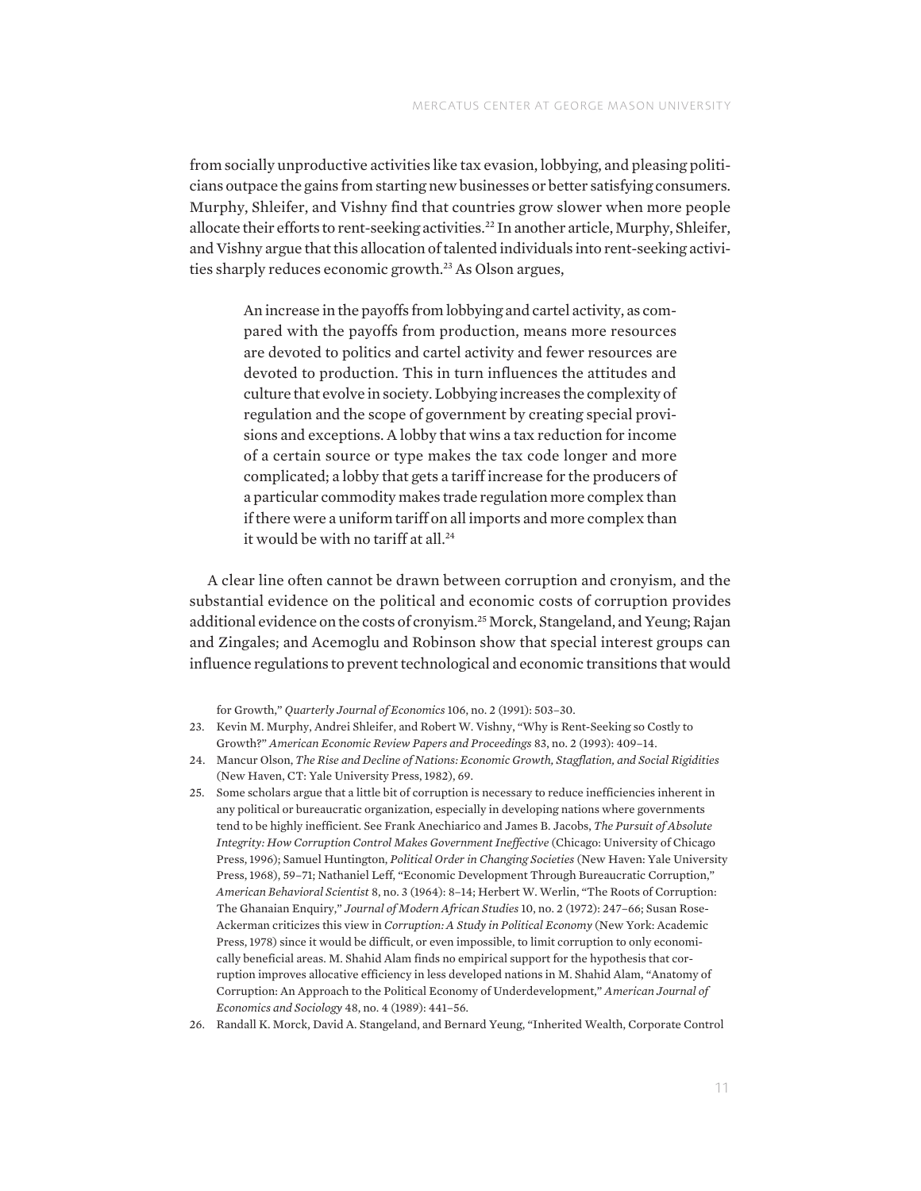from socially unproductive activities like tax evasion, lobbying, and pleasing politicians outpace the gains from starting new businesses or better satisfying consumers. Murphy, Shleifer, and Vishny find that countries grow slower when more people allocate their efforts to rent-seeking activities.[22] In another article, Murphy, Shleifer, and Vishny argue that this allocation of talented individuals into rent-seeking activities sharply reduces economic growth.[23] As Olson argues,

> An increase in the payoffs from lobbying and cartel activity, as compared with the payoffs from production, means more resources are devoted to politics and cartel activity and fewer resources are devoted to production. This in turn influences the attitudes and culture that evolve in society. Lobbying increases the complexity of regulation and the scope of government by creating special provisions and exceptions. A lobby that wins a tax reduction for income of a certain source or type makes the tax code longer and more complicated; a lobby that gets a tariff increase for the producers of a particular commodity makes trade regulation more complex than if there were a uniform tariff on all imports and more complex than it would be with no tariff at all.[24]

A clear line often cannot be drawn between corruption and cronyism, and the substantial evidence on the political and economic costs of corruption provides additional evidence on the costs of cronyism.[25] Morck, Stangeland, and Yeung; Rajan and Zingales; and Acemoglu and Robinson show that special interest groups can influence regulations to prevent technological and economic transitions that would

for Growth," *Quarterly Journal of Economics* 106, no. 2 (1991): 503–30.

23. Kevin M. Murphy, Andrei Shleifer, and Robert W. Vishny, "Why is Rent-Seeking so Costly to Growth?" *American Economic Review Papers and Proceedings* 83, no. 2 (1993): 409–14.
24. Mancur Olson, *The Rise and Decline of Nations: Economic Growth, Stagflation, and Social Rigidities* (New Haven, CT: Yale University Press, 1982), 69.
25. Some scholars argue that a little bit of corruption is necessary to reduce inefficiencies inherent in any political or bureaucratic organization, especially in developing nations where governments tend to be highly inefficient. See Frank Anechiarico and James B. Jacobs, *The Pursuit of Absolute Integrity: How Corruption Control Makes Government Ineffective* (Chicago: University of Chicago Press, 1996); Samuel Huntington, *Political Order in Changing Societies* (New Haven: Yale University Press, 1968), 59–71; Nathaniel Leff, "Economic Development Through Bureaucratic Corruption," *American Behavioral Scientist* 8, no. 3 (1964): 8–14; Herbert W. Werlin, "The Roots of Corruption: The Ghanaian Enquiry," *Journal of Modern African Studies* 10, no. 2 (1972): 247–66; Susan Rose-Ackerman criticizes this view in *Corruption: A Study in Political Economy* (New York: Academic Press, 1978) since it would be difficult, or even impossible, to limit corruption to only economically beneficial areas. M. Shahid Alam finds no empirical support for the hypothesis that corruption improves allocative efficiency in less developed nations in M. Shahid Alam, "Anatomy of Corruption: An Approach to the Political Economy of Underdevelopment," *American Journal of Economics and Sociology* 48, no. 4 (1989): 441–56.
26. Randall K. Morck, David A. Stangeland, and Bernard Yeung, "Inherited Wealth, Corporate Control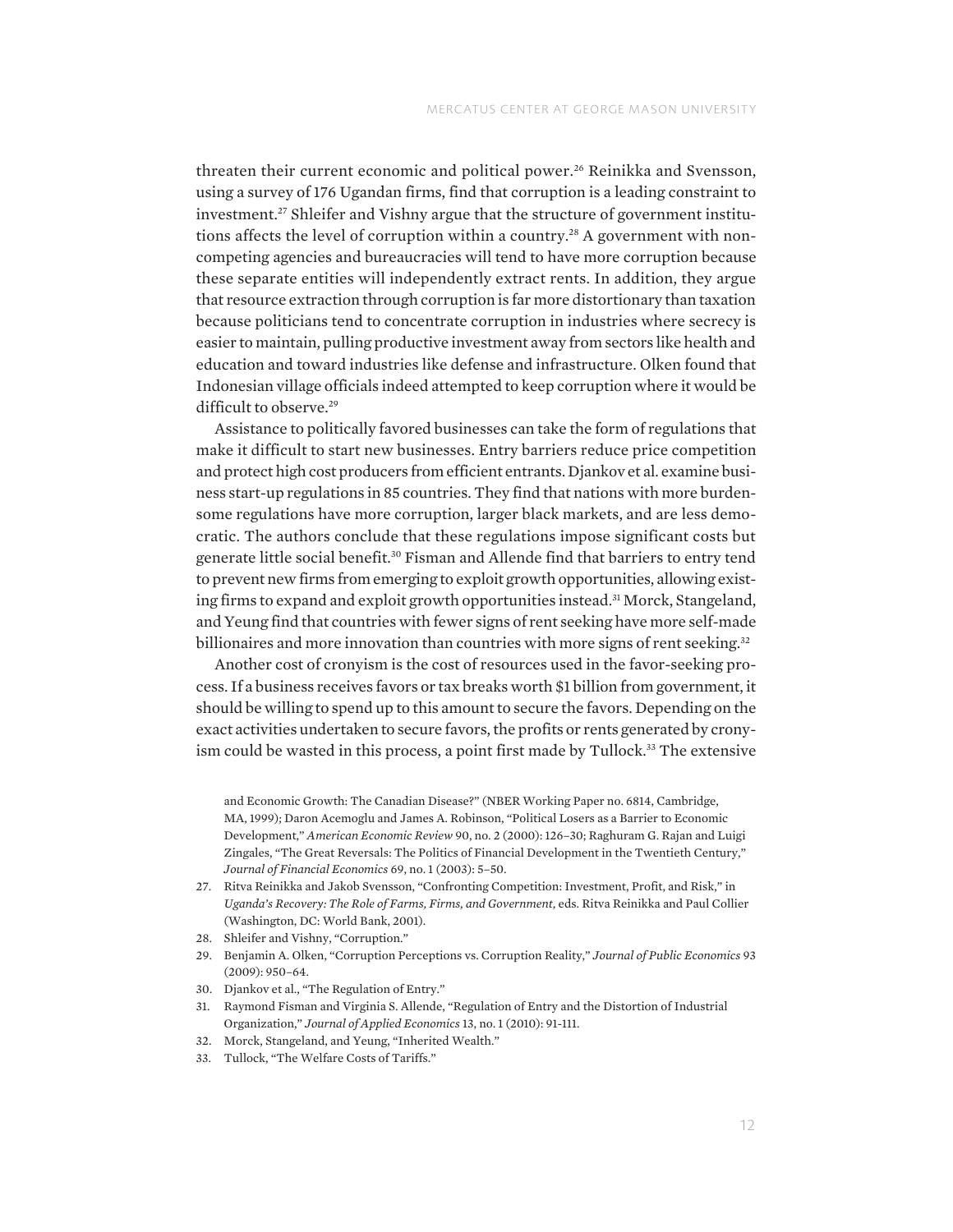threaten their current economic and political power.[26] Reinikka and Svensson, using a survey of 176 Ugandan firms, find that corruption is a leading constraint to investment.[27] Shleifer and Vishny argue that the structure of government institutions affects the level of corruption within a country.[28] A government with noncompeting agencies and bureaucracies will tend to have more corruption because these separate entities will independently extract rents. In addition, they argue that resource extraction through corruption is far more distortionary than taxation because politicians tend to concentrate corruption in industries where secrecy is easier to maintain, pulling productive investment away from sectors like health and education and toward industries like defense and infrastructure. Olken found that Indonesian village officials indeed attempted to keep corruption where it would be difficult to observe.[29]

Assistance to politically favored businesses can take the form of regulations that make it difficult to start new businesses. Entry barriers reduce price competition and protect high cost producers from efficient entrants. Djankov et al. examine business start-up regulations in 85 countries. They find that nations with more burdensome regulations have more corruption, larger black markets, and are less democratic. The authors conclude that these regulations impose significant costs but generate little social benefit.[30] Fisman and Allende find that barriers to entry tend to prevent new firms from emerging to exploit growth opportunities, allowing existing firms to expand and exploit growth opportunities instead.[31] Morck, Stangeland, and Yeung find that countries with fewer signs of rent seeking have more self-made billionaires and more innovation than countries with more signs of rent seeking.[32]

Another cost of cronyism is the cost of resources used in the favor-seeking process. If a business receives favors or tax breaks worth $1 billion from government, it should be willing to spend up to this amount to secure the favors. Depending on the exact activities undertaken to secure favors, the profits or rents generated by cronyism could be wasted in this process, a point first made by Tullock.[33] The extensive

and Economic Growth: The Canadian Disease?" (NBER Working Paper no. 6814, Cambridge, MA, 1999); Daron Acemoglu and James A. Robinson, "Political Losers as a Barrier to Economic Development," *American Economic Review* 90, no. 2 (2000): 126–30; Raghuram G. Rajan and Luigi Zingales, "The Great Reversals: The Politics of Financial Development in the Twentieth Century," *Journal of Financial Economics* 69, no. 1 (2003): 5–50.

27. Ritva Reinikka and Jakob Svensson, "Confronting Competition: Investment, Profit, and Risk," in *Uganda's Recovery: The Role of Farms, Firms, and Government*, eds. Ritva Reinikka and Paul Collier (Washington, DC: World Bank, 2001).
28. Shleifer and Vishny, "Corruption."
29. Benjamin A. Olken, "Corruption Perceptions vs. Corruption Reality," *Journal of Public Economics* 93 (2009): 950–64.
30. Djankov et al., "The Regulation of Entry."
31. Raymond Fisman and Virginia S. Allende, "Regulation of Entry and the Distortion of Industrial Organization," *Journal of Applied Economics* 13, no. 1 (2010): 91-111.
32. Morck, Stangeland, and Yeung, "Inherited Wealth."
33. Tullock, "The Welfare Costs of Tariffs."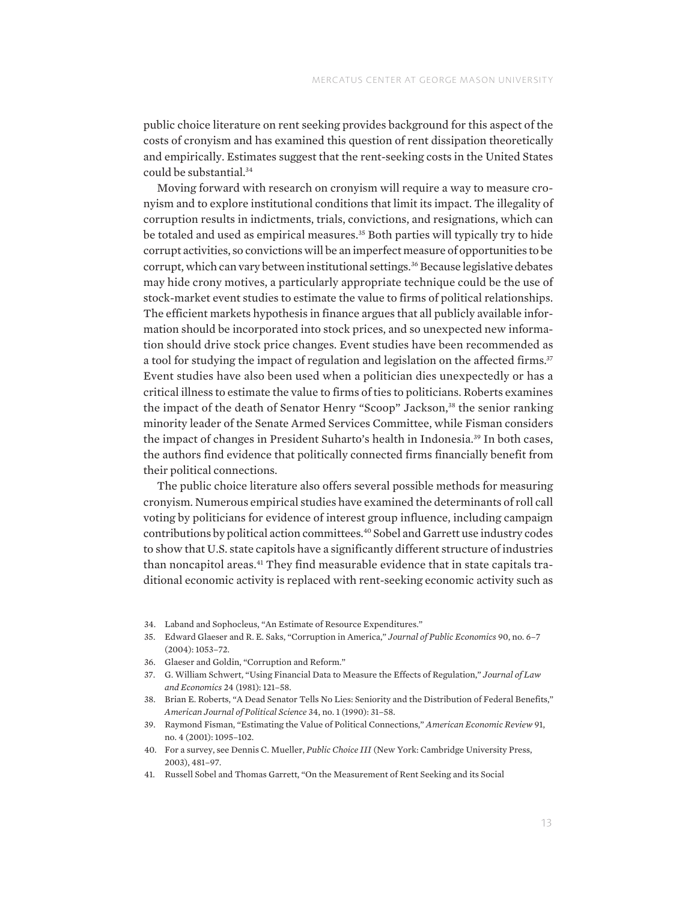public choice literature on rent seeking provides background for this aspect of the costs of cronyism and has examined this question of rent dissipation theoretically and empirically. Estimates suggest that the rent-seeking costs in the United States could be substantial.[34]

Moving forward with research on cronyism will require a way to measure cronyism and to explore institutional conditions that limit its impact. The illegality of corruption results in indictments, trials, convictions, and resignations, which can be totaled and used as empirical measures.[35] Both parties will typically try to hide corrupt activities, so convictions will be an imperfect measure of opportunities to be corrupt, which can vary between institutional settings.[36] Because legislative debates may hide crony motives, a particularly appropriate technique could be the use of stock-market event studies to estimate the value to firms of political relationships. The efficient markets hypothesis in finance argues that all publicly available information should be incorporated into stock prices, and so unexpected new information should drive stock price changes. Event studies have been recommended as a tool for studying the impact of regulation and legislation on the affected firms.[37] Event studies have also been used when a politician dies unexpectedly or has a critical illness to estimate the value to firms of ties to politicians. Roberts examines the impact of the death of Senator Henry "Scoop" Jackson,[38] the senior ranking minority leader of the Senate Armed Services Committee, while Fisman considers the impact of changes in President Suharto's health in Indonesia.[39] In both cases, the authors find evidence that politically connected firms financially benefit from their political connections.

The public choice literature also offers several possible methods for measuring cronyism. Numerous empirical studies have examined the determinants of roll call voting by politicians for evidence of interest group influence, including campaign contributions by political action committees.[40] Sobel and Garrett use industry codes to show that U.S. state capitols have a significantly different structure of industries than noncapitol areas.[41] They find measurable evidence that in state capitals traditional economic activity is replaced with rent-seeking economic activity such as

34. Laband and Sophocleus, "An Estimate of Resource Expenditures."
35. Edward Glaeser and R. E. Saks, "Corruption in America," *Journal of Public Economics* 90, no. 6–7 (2004): 1053–72.
36. Glaeser and Goldin, "Corruption and Reform."
37. G. William Schwert, "Using Financial Data to Measure the Effects of Regulation," *Journal of Law and Economics* 24 (1981): 121–58.
38. Brian E. Roberts, "A Dead Senator Tells No Lies: Seniority and the Distribution of Federal Benefits," *American Journal of Political Science* 34, no. 1 (1990): 31–58.
39. Raymond Fisman, "Estimating the Value of Political Connections," *American Economic Review* 91, no. 4 (2001): 1095–102.
40. For a survey, see Dennis C. Mueller, *Public Choice III* (New York: Cambridge University Press, 2003), 481–97.
41. Russell Sobel and Thomas Garrett, "On the Measurement of Rent Seeking and its Social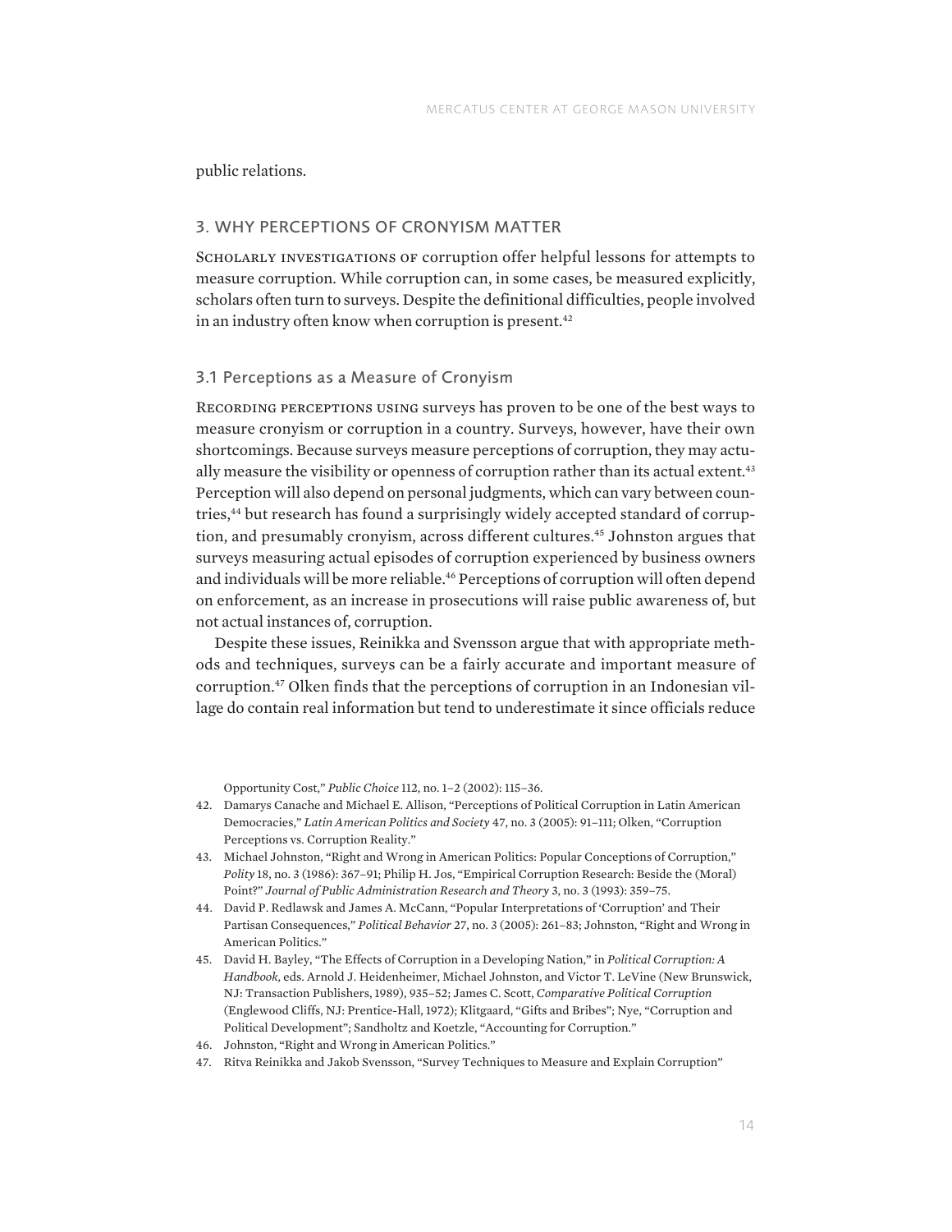public relations.

## 3. WHY PERCEPTIONS OF CRONYISM MATTER

Scholarly investigations of corruption offer helpful lessons for attempts to measure corruption. While corruption can, in some cases, be measured explicitly, scholars often turn to surveys. Despite the definitional difficulties, people involved in an industry often know when corruption is present.[42]

### 3.1 Perceptions as a Measure of Cronyism

Recording perceptions using surveys has proven to be one of the best ways to measure cronyism or corruption in a country. Surveys, however, have their own shortcomings. Because surveys measure perceptions of corruption, they may actually measure the visibility or openness of corruption rather than its actual extent.[43] Perception will also depend on personal judgments, which can vary between countries,[44] but research has found a surprisingly widely accepted standard of corruption, and presumably cronyism, across different cultures.[45] Johnston argues that surveys measuring actual episodes of corruption experienced by business owners and individuals will be more reliable.[46] Perceptions of corruption will often depend on enforcement, as an increase in prosecutions will raise public awareness of, but not actual instances of, corruption.

Despite these issues, Reinikka and Svensson argue that with appropriate methods and techniques, surveys can be a fairly accurate and important measure of corruption.[47] Olken finds that the perceptions of corruption in an Indonesian village do contain real information but tend to underestimate it since officials reduce

Opportunity Cost," *Public Choice* 112, no. 1–2 (2002): 115–36.

42. Damarys Canache and Michael E. Allison, "Perceptions of Political Corruption in Latin American Democracies," *Latin American Politics and Society* 47, no. 3 (2005): 91–111; Olken, "Corruption Perceptions vs. Corruption Reality."
43. Michael Johnston, "Right and Wrong in American Politics: Popular Conceptions of Corruption," *Polity* 18, no. 3 (1986): 367–91; Philip H. Jos, "Empirical Corruption Research: Beside the (Moral) Point?" *Journal of Public Administration Research and Theory* 3, no. 3 (1993): 359–75.
44. David P. Redlawsk and James A. McCann, "Popular Interpretations of 'Corruption' and Their Partisan Consequences," *Political Behavior* 27, no. 3 (2005): 261–83; Johnston, "Right and Wrong in American Politics."
45. David H. Bayley, "The Effects of Corruption in a Developing Nation," in *Political Corruption: A Handbook,* eds. Arnold J. Heidenheimer, Michael Johnston, and Victor T. LeVine (New Brunswick, NJ: Transaction Publishers, 1989), 935–52; James C. Scott, *Comparative Political Corruption* (Englewood Cliffs, NJ: Prentice-Hall, 1972); Klitgaard, "Gifts and Bribes"; Nye, "Corruption and Political Development"; Sandholtz and Koetzle, "Accounting for Corruption."
46. Johnston, "Right and Wrong in American Politics."
47. Ritva Reinikka and Jakob Svensson, "Survey Techniques to Measure and Explain Corruption"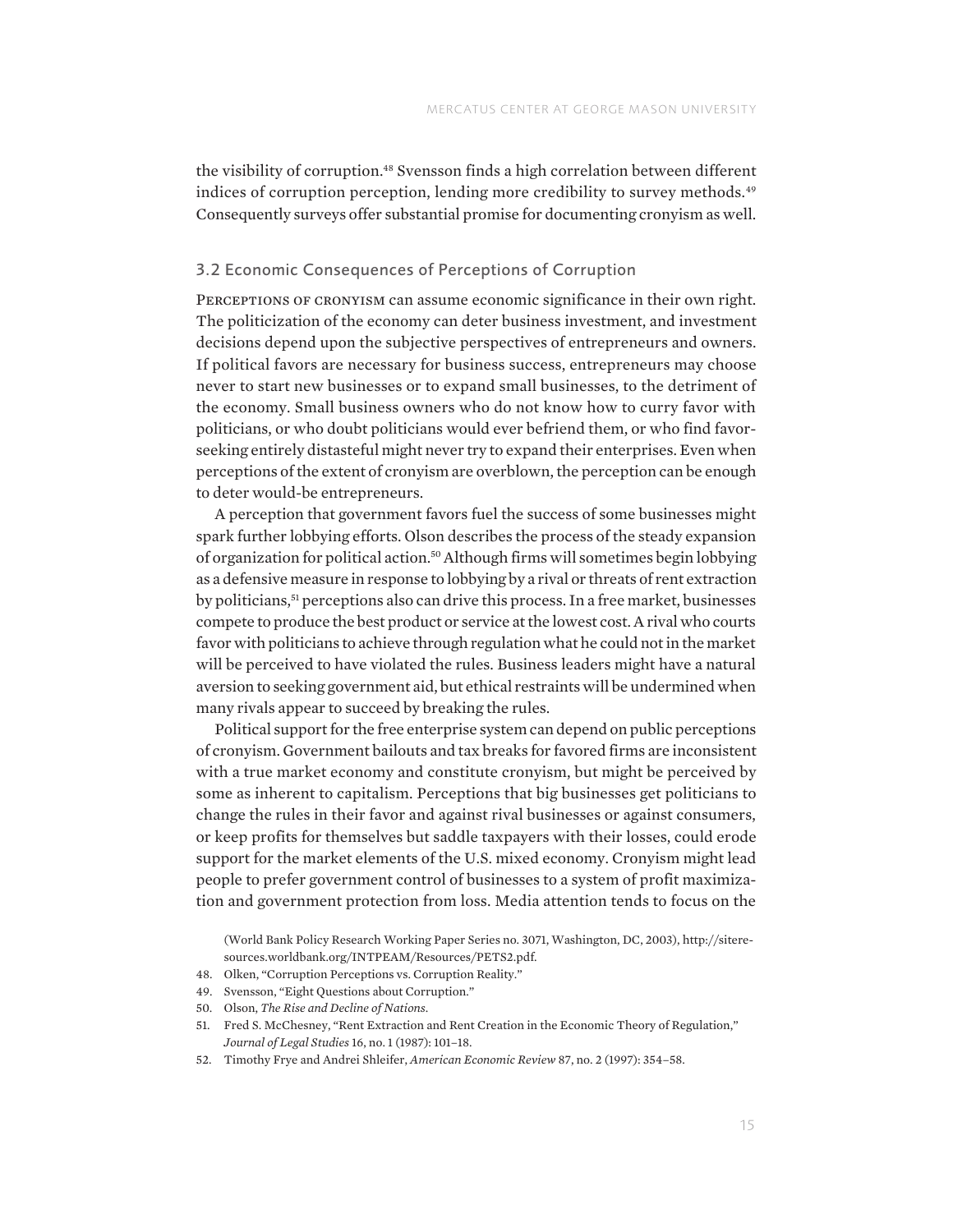the visibility of corruption.[48] Svensson finds a high correlation between different indices of corruption perception, lending more credibility to survey methods.[49] Consequently surveys offer substantial promise for documenting cronyism as well.

### 3.2 Economic Consequences of Perceptions of Corruption

Perceptions of cronyism can assume economic significance in their own right. The politicization of the economy can deter business investment, and investment decisions depend upon the subjective perspectives of entrepreneurs and owners. If political favors are necessary for business success, entrepreneurs may choose never to start new businesses or to expand small businesses, to the detriment of the economy. Small business owners who do not know how to curry favor with politicians, or who doubt politicians would ever befriend them, or who find favor-seeking entirely distasteful might never try to expand their enterprises. Even when perceptions of the extent of cronyism are overblown, the perception can be enough to deter would-be entrepreneurs.

A perception that government favors fuel the success of some businesses might spark further lobbying efforts. Olson describes the process of the steady expansion of organization for political action.[50] Although firms will sometimes begin lobbying as a defensive measure in response to lobbying by a rival or threats of rent extraction by politicians,[51] perceptions also can drive this process. In a free market, businesses compete to produce the best product or service at the lowest cost. A rival who courts favor with politicians to achieve through regulation what he could not in the market will be perceived to have violated the rules. Business leaders might have a natural aversion to seeking government aid, but ethical restraints will be undermined when many rivals appear to succeed by breaking the rules.

Political support for the free enterprise system can depend on public perceptions of cronyism. Government bailouts and tax breaks for favored firms are inconsistent with a true market economy and constitute cronyism, but might be perceived by some as inherent to capitalism. Perceptions that big businesses get politicians to change the rules in their favor and against rival businesses or against consumers, or keep profits for themselves but saddle taxpayers with their losses, could erode support for the market elements of the U.S. mixed economy. Cronyism might lead people to prefer government control of businesses to a system of profit maximization and government protection from loss. Media attention tends to focus on the

(World Bank Policy Research Working Paper Series no. 3071, Washington, DC, 2003), http://siteresources.worldbank.org/INTPEAM/Resources/PETS2.pdf.

48. Olken, "Corruption Perceptions vs. Corruption Reality."
49. Svensson, "Eight Questions about Corruption."
50. Olson, *The Rise and Decline of Nations*.
51. Fred S. McChesney, "Rent Extraction and Rent Creation in the Economic Theory of Regulation," *Journal of Legal Studies* 16, no. 1 (1987): 101–18.
52. Timothy Frye and Andrei Shleifer, *American Economic Review* 87, no. 2 (1997): 354–58.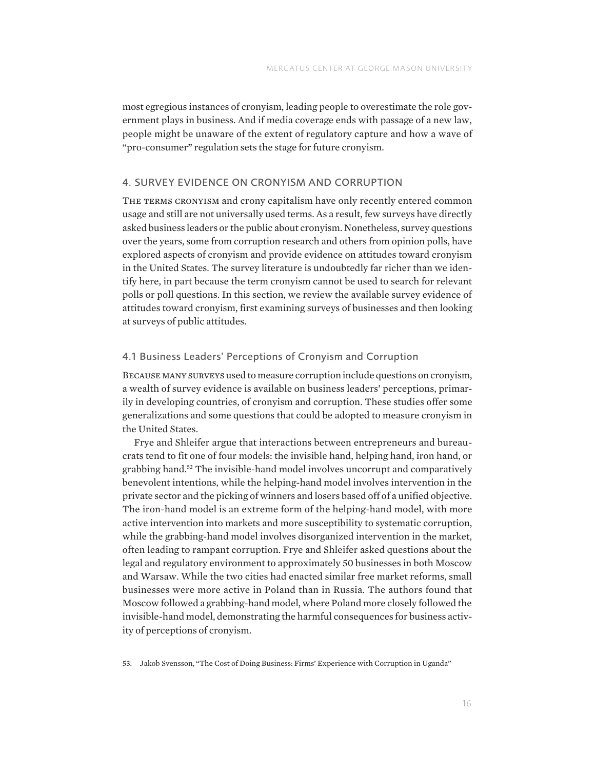most egregious instances of cronyism, leading people to overestimate the role government plays in business. And if media coverage ends with passage of a new law, people might be unaware of the extent of regulatory capture and how a wave of "pro-consumer" regulation sets the stage for future cronyism.

## 4. SURVEY EVIDENCE ON CRONYISM AND CORRUPTION

The terms cronyism and crony capitalism have only recently entered common usage and still are not universally used terms. As a result, few surveys have directly asked business leaders or the public about cronyism. Nonetheless, survey questions over the years, some from corruption research and others from opinion polls, have explored aspects of cronyism and provide evidence on attitudes toward cronyism in the United States. The survey literature is undoubtedly far richer than we identify here, in part because the term cronyism cannot be used to search for relevant polls or poll questions. In this section, we review the available survey evidence of attitudes toward cronyism, first examining surveys of businesses and then looking at surveys of public attitudes.

### 4.1 Business Leaders' Perceptions of Cronyism and Corruption

Because many surveys used to measure corruption include questions on cronyism, a wealth of survey evidence is available on business leaders' perceptions, primarily in developing countries, of cronyism and corruption. These studies offer some generalizations and some questions that could be adopted to measure cronyism in the United States.

Frye and Shleifer argue that interactions between entrepreneurs and bureaucrats tend to fit one of four models: the invisible hand, helping hand, iron hand, or grabbing hand.[52] The invisible-hand model involves uncorrupt and comparatively benevolent intentions, while the helping-hand model involves intervention in the private sector and the picking of winners and losers based off of a unified objective. The iron-hand model is an extreme form of the helping-hand model, with more active intervention into markets and more susceptibility to systematic corruption, while the grabbing-hand model involves disorganized intervention in the market, often leading to rampant corruption. Frye and Shleifer asked questions about the legal and regulatory environment to approximately 50 businesses in both Moscow and Warsaw. While the two cities had enacted similar free market reforms, small businesses were more active in Poland than in Russia. The authors found that Moscow followed a grabbing-hand model, where Poland more closely followed the invisible-hand model, demonstrating the harmful consequences for business activity of perceptions of cronyism.

53. Jakob Svensson, "The Cost of Doing Business: Firms' Experience with Corruption in Uganda"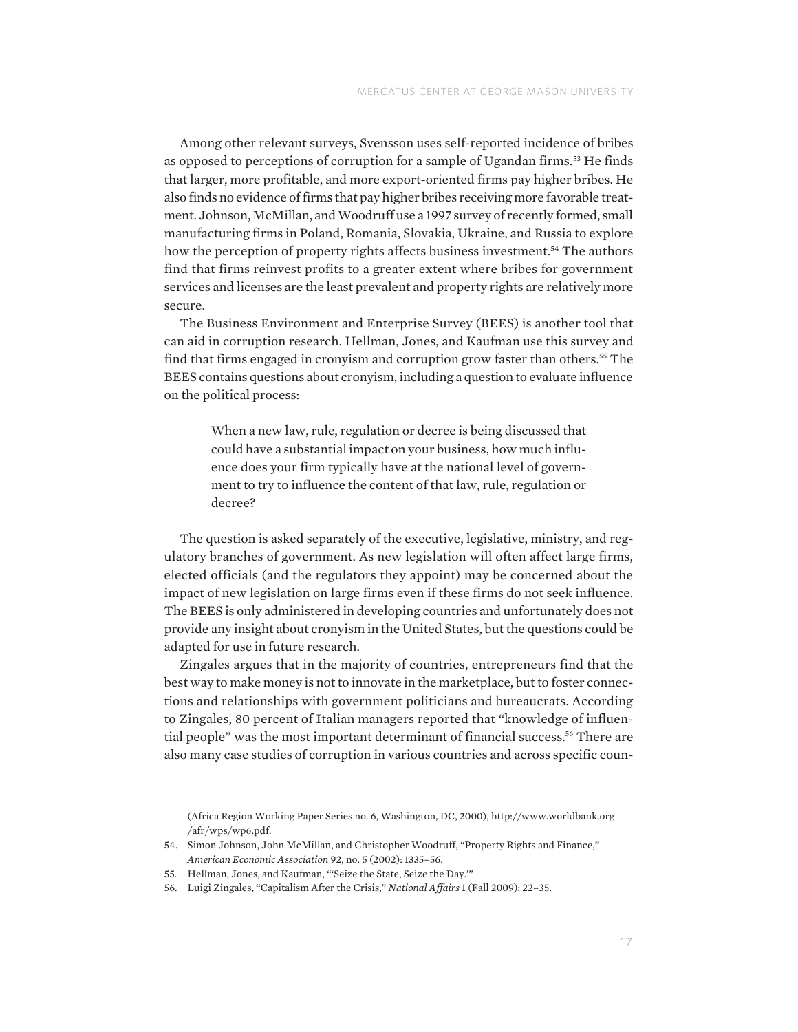Among other relevant surveys, Svensson uses self-reported incidence of bribes as opposed to perceptions of corruption for a sample of Ugandan firms.[53] He finds that larger, more profitable, and more export-oriented firms pay higher bribes. He also finds no evidence of firms that pay higher bribes receiving more favorable treatment. Johnson, McMillan, and Woodruff use a 1997 survey of recently formed, small manufacturing firms in Poland, Romania, Slovakia, Ukraine, and Russia to explore how the perception of property rights affects business investment.[54] The authors find that firms reinvest profits to a greater extent where bribes for government services and licenses are the least prevalent and property rights are relatively more secure.

The Business Environment and Enterprise Survey (BEES) is another tool that can aid in corruption research. Hellman, Jones, and Kaufman use this survey and find that firms engaged in cronyism and corruption grow faster than others.[55] The BEES contains questions about cronyism, including a question to evaluate influence on the political process:

> When a new law, rule, regulation or decree is being discussed that could have a substantial impact on your business, how much influence does your firm typically have at the national level of government to try to influence the content of that law, rule, regulation or decree?

The question is asked separately of the executive, legislative, ministry, and regulatory branches of government. As new legislation will often affect large firms, elected officials (and the regulators they appoint) may be concerned about the impact of new legislation on large firms even if these firms do not seek influence. The BEES is only administered in developing countries and unfortunately does not provide any insight about cronyism in the United States, but the questions could be adapted for use in future research.

Zingales argues that in the majority of countries, entrepreneurs find that the best way to make money is not to innovate in the marketplace, but to foster connections and relationships with government politicians and bureaucrats. According to Zingales, 80 percent of Italian managers reported that "knowledge of influential people" was the most important determinant of financial success.[56] There are also many case studies of corruption in various countries and across specific coun-

(Africa Region Working Paper Series no. 6, Washington, DC, 2000), http://www.worldbank.org/afr/wps/wp6.pdf.

54. Simon Johnson, John McMillan, and Christopher Woodruff, "Property Rights and Finance," *American Economic Association* 92, no. 5 (2002): 1335–56.
55. Hellman, Jones, and Kaufman, "'Seize the State, Seize the Day.'"
56. Luigi Zingales, "Capitalism After the Crisis," *National Affairs* 1 (Fall 2009): 22–35.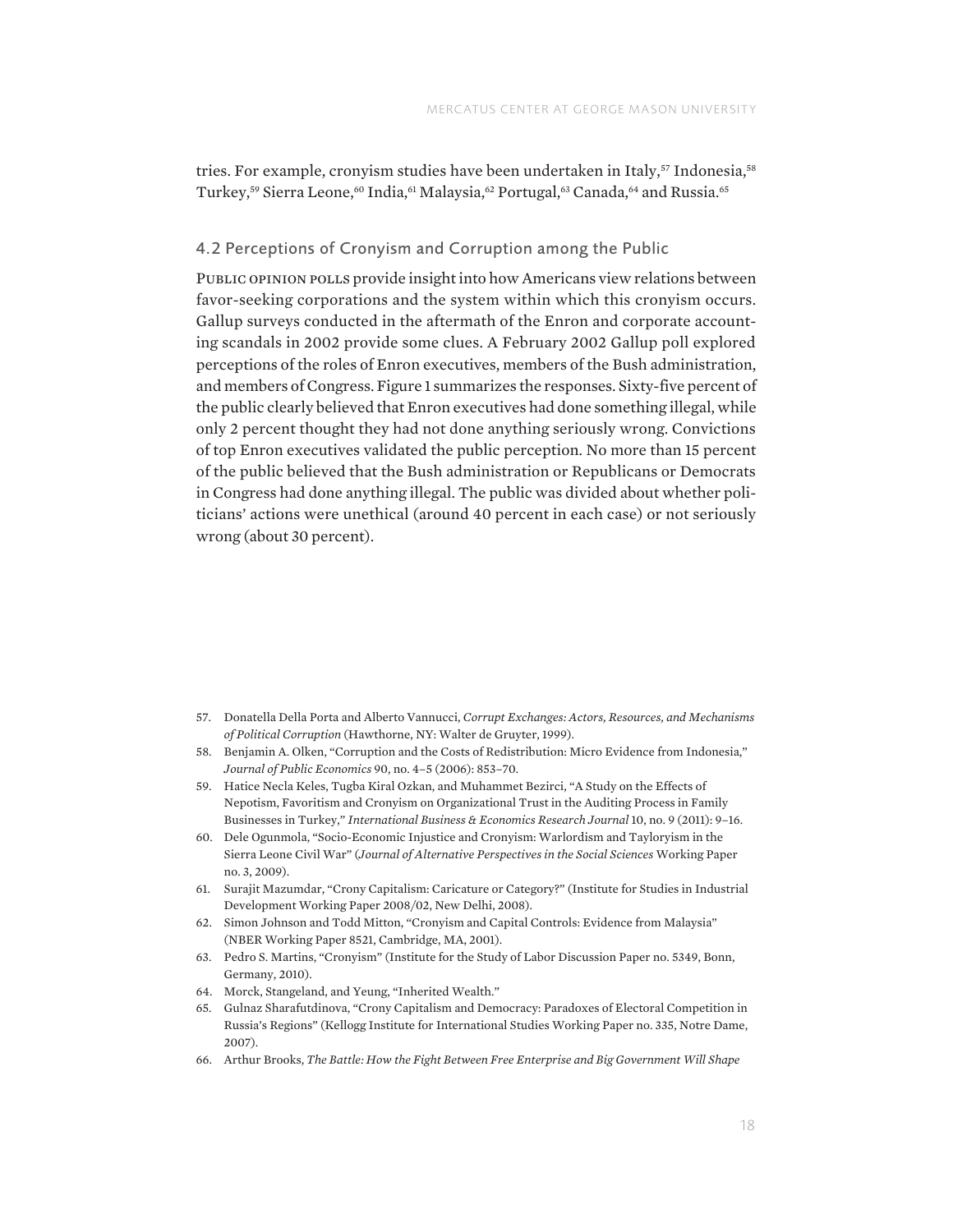tries. For example, cronyism studies have been undertaken in Italy,[57] Indonesia,[58] Turkey,[59] Sierra Leone,[60] India,[61] Malaysia,[62] Portugal,[63] Canada,[64] and Russia.[65]

### 4.2 Perceptions of Cronyism and Corruption among the Public

PUBLIC OPINION POLLS provide insight into how Americans view relations between favor-seeking corporations and the system within which this cronyism occurs. Gallup surveys conducted in the aftermath of the Enron and corporate accounting scandals in 2002 provide some clues. A February 2002 Gallup poll explored perceptions of the roles of Enron executives, members of the Bush administration, and members of Congress. Figure 1 summarizes the responses. Sixty-five percent of the public clearly believed that Enron executives had done something illegal, while only 2 percent thought they had not done anything seriously wrong. Convictions of top Enron executives validated the public perception. No more than 15 percent of the public believed that the Bush administration or Republicans or Democrats in Congress had done anything illegal. The public was divided about whether politicians' actions were unethical (around 40 percent in each case) or not seriously wrong (about 30 percent).

57. Donatella Della Porta and Alberto Vannucci, *Corrupt Exchanges: Actors, Resources, and Mechanisms of Political Corruption* (Hawthorne, NY: Walter de Gruyter, 1999).
58. Benjamin A. Olken, "Corruption and the Costs of Redistribution: Micro Evidence from Indonesia," *Journal of Public Economics* 90, no. 4–5 (2006): 853–70.
59. Hatice Necla Keles, Tugba Kiral Ozkan, and Muhammet Bezirci, "A Study on the Effects of Nepotism, Favoritism and Cronyism on Organizational Trust in the Auditing Process in Family Businesses in Turkey," *International Business & Economics Research Journal* 10, no. 9 (2011): 9–16.
60. Dele Ogunmola, "Socio-Economic Injustice and Cronyism: Warlordism and Tayloryism in the Sierra Leone Civil War" (*Journal of Alternative Perspectives in the Social Sciences* Working Paper no. 3, 2009).
61. Surajit Mazumdar, "Crony Capitalism: Caricature or Category?" (Institute for Studies in Industrial Development Working Paper 2008/02, New Delhi, 2008).
62. Simon Johnson and Todd Mitton, "Cronyism and Capital Controls: Evidence from Malaysia" (NBER Working Paper 8521, Cambridge, MA, 2001).
63. Pedro S. Martins, "Cronyism" (Institute for the Study of Labor Discussion Paper no. 5349, Bonn, Germany, 2010).
64. Morck, Stangeland, and Yeung, "Inherited Wealth."
65. Gulnaz Sharafutdinova, "Crony Capitalism and Democracy: Paradoxes of Electoral Competition in Russia's Regions" (Kellogg Institute for International Studies Working Paper no. 335, Notre Dame, 2007).
66. Arthur Brooks, *The Battle: How the Fight Between Free Enterprise and Big Government Will Shape*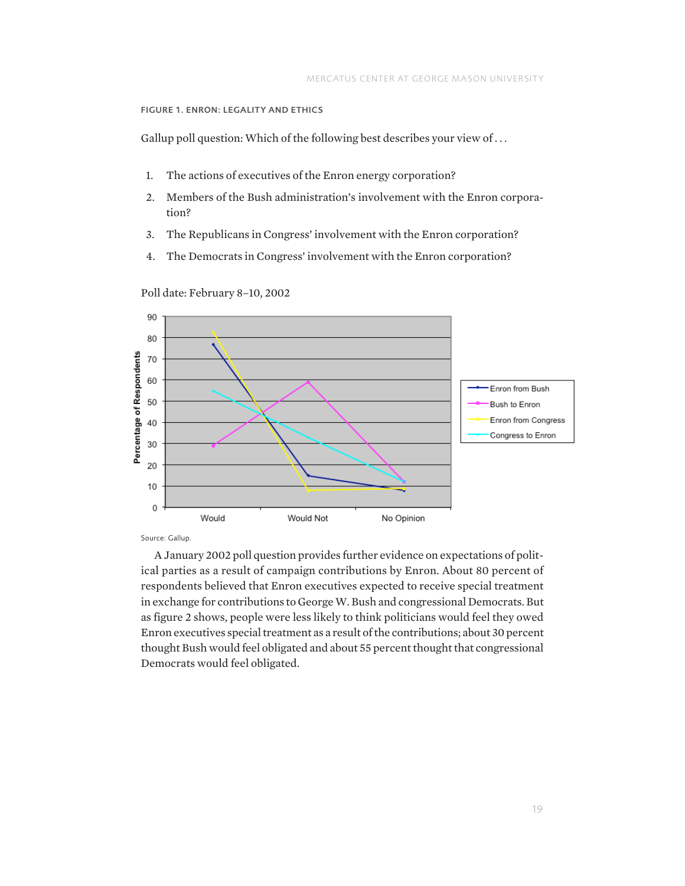**FIGURE 1. ENRON: LEGALITY AND ETHICS**

Gallup poll question: Which of the following best describes your view of . . .

1. The actions of executives of the Enron energy corporation?
2. Members of the Bush administration's involvement with the Enron corporation?
3. The Republicans in Congress' involvement with the Enron corporation?
4. The Democrats in Congress' involvement with the Enron corporation?

Poll date: February 8–10, 2002

Percentage of Respondents

90
80
70
60
50
40
30
20
10
0

Would
Would Not
No Opinion

Enron from Bush
Bush to Enron
Enron from Congress
Congress to Enron

Source: Gallup.

A January 2002 poll question provides further evidence on expectations of political parties as a result of campaign contributions by Enron. About 80 percent of respondents believed that Enron executives expected to receive special treatment in exchange for contributions to George W. Bush and congressional Democrats. But as figure 2 shows, people were less likely to think politicians would feel they owed Enron executives special treatment as a result of the contributions; about 30 percent thought Bush would feel obligated and about 55 percent thought that congressional Democrats would feel obligated.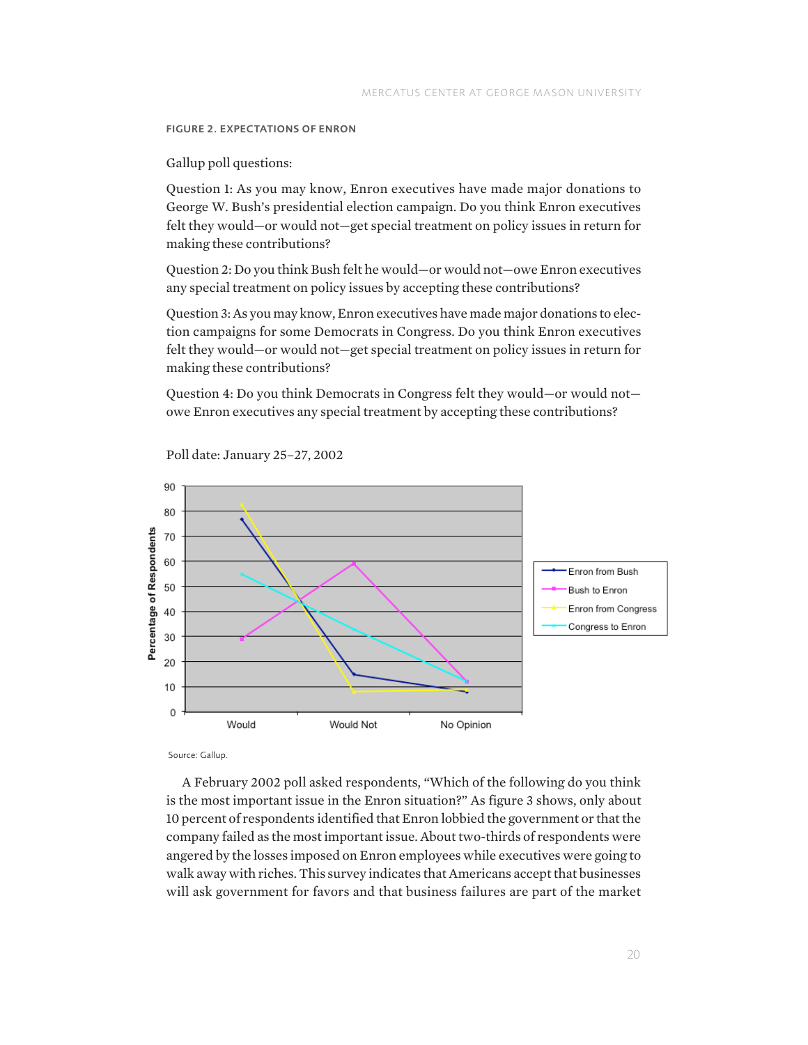FIGURE 2. EXPECTATIONS OF ENRON

Gallup poll questions:

Question 1: As you may know, Enron executives have made major donations to George W. Bush's presidential election campaign. Do you think Enron executives felt they would—or would not—get special treatment on policy issues in return for making these contributions?

Question 2: Do you think Bush felt he would—or would not—owe Enron executives any special treatment on policy issues by accepting these contributions?

Question 3: As you may know, Enron executives have made major donations to election campaigns for some Democrats in Congress. Do you think Enron executives felt they would—or would not—get special treatment on policy issues in return for making these contributions?

Question 4: Do you think Democrats in Congress felt they would—or would not—owe Enron executives any special treatment by accepting these contributions?

Poll date: January 25–27, 2002

Percentage of Respondents

90
80
70
60
50
40
30
20
10
0

Would
Would Not
No Opinion

Enron from Bush
Bush to Enron
Enron from Congress
Congress to Enron

Source: Gallup.

A February 2002 poll asked respondents, "Which of the following do you think is the most important issue in the Enron situation?" As figure 3 shows, only about 10 percent of respondents identified that Enron lobbied the government or that the company failed as the most important issue. About two-thirds of respondents were angered by the losses imposed on Enron employees while executives were going to walk away with riches. This survey indicates that Americans accept that businesses will ask government for favors and that business failures are part of the market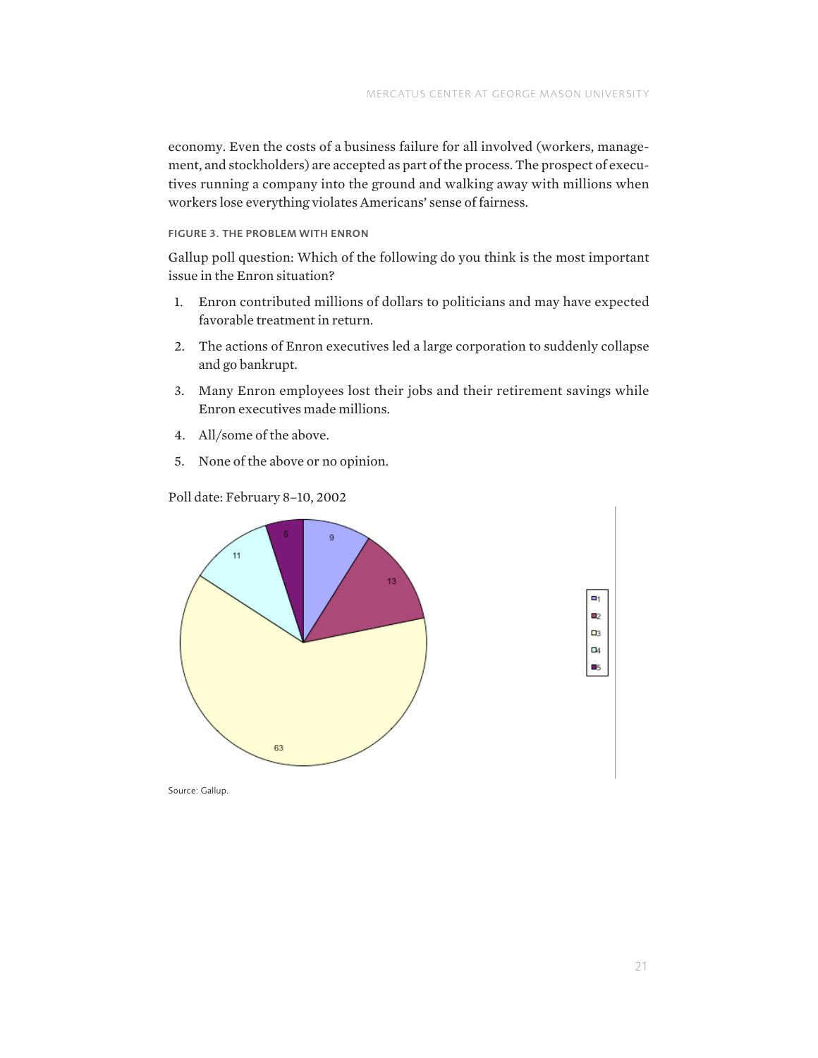economy. Even the costs of a business failure for all involved (workers, management, and stockholders) are accepted as part of the process. The prospect of executives running a company into the ground and walking away with millions when workers lose everything violates Americans' sense of fairness.

#### FIGURE 3. THE PROBLEM WITH ENRON

Gallup poll question: Which of the following do you think is the most important issue in the Enron situation?

1. Enron contributed millions of dollars to politicians and may have expected favorable treatment in return.
2. The actions of Enron executives led a large corporation to suddenly collapse and go bankrupt.
3. Many Enron employees lost their jobs and their retirement savings while Enron executives made millions.
4. All/some of the above.
5. None of the above or no opinion.

Poll date: February 8–10, 2002

9
13
63
11
5

1
2
3
4
5

Source: Gallup.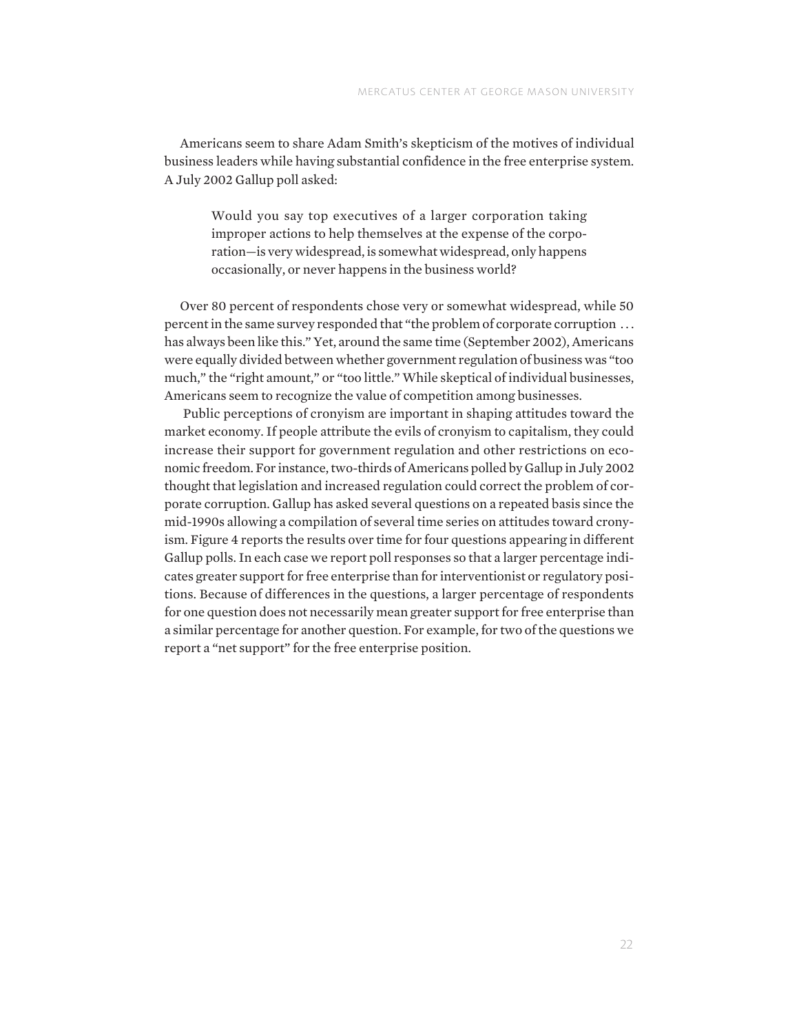Americans seem to share Adam Smith's skepticism of the motives of individual business leaders while having substantial confidence in the free enterprise system. A July 2002 Gallup poll asked:

> Would you say top executives of a larger corporation taking improper actions to help themselves at the expense of the corporation—is very widespread, is somewhat widespread, only happens occasionally, or never happens in the business world?

Over 80 percent of respondents chose very or somewhat widespread, while 50 percent in the same survey responded that "the problem of corporate corruption . . . has always been like this." Yet, around the same time (September 2002), Americans were equally divided between whether government regulation of business was "too much," the "right amount," or "too little." While skeptical of individual businesses, Americans seem to recognize the value of competition among businesses.

Public perceptions of cronyism are important in shaping attitudes toward the market economy. If people attribute the evils of cronyism to capitalism, they could increase their support for government regulation and other restrictions on economic freedom. For instance, two-thirds of Americans polled by Gallup in July 2002 thought that legislation and increased regulation could correct the problem of corporate corruption. Gallup has asked several questions on a repeated basis since the mid-1990s allowing a compilation of several time series on attitudes toward cronyism. Figure 4 reports the results over time for four questions appearing in different Gallup polls. In each case we report poll responses so that a larger percentage indicates greater support for free enterprise than for interventionist or regulatory positions. Because of differences in the questions, a larger percentage of respondents for one question does not necessarily mean greater support for free enterprise than a similar percentage for another question. For example, for two of the questions we report a "net support" for the free enterprise position.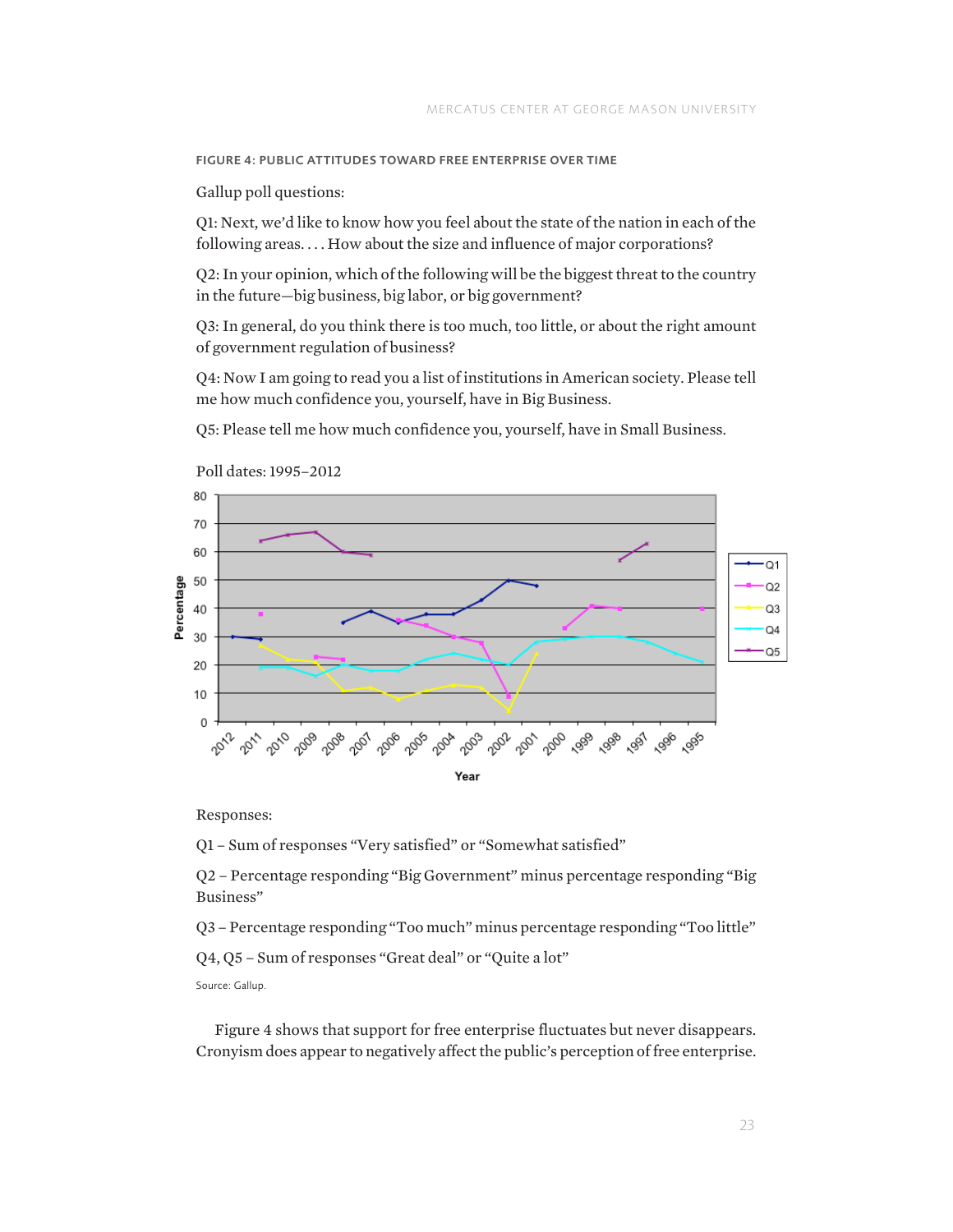**FIGURE 4: PUBLIC ATTITUDES TOWARD FREE ENTERPRISE OVER TIME**

Gallup poll questions:

Q1: Next, we'd like to know how you feel about the state of the nation in each of the following areas. . . . How about the size and influence of major corporations?

Q2: In your opinion, which of the following will be the biggest threat to the country in the future—big business, big labor, or big government?

Q3: In general, do you think there is too much, too little, or about the right amount of government regulation of business?

Q4: Now I am going to read you a list of institutions in American society. Please tell me how much confidence you, yourself, have in Big Business.

Q5: Please tell me how much confidence you, yourself, have in Small Business.

Poll dates: 1995–2012

Percentage

80
70
60
50
40
30
20
10
0

2012 2011 2010 2009 2008 2007 2006 2005 2004 2003 2002 2001 2000 1999 1998 1997 1996 1995

Year

Q1
Q2
Q3
Q4
Q5

Responses:

Q1 – Sum of responses "Very satisfied" or "Somewhat satisfied"

Q2 – Percentage responding "Big Government" minus percentage responding "Big Business"

Q3 – Percentage responding "Too much" minus percentage responding "Too little"

Q4, Q5 – Sum of responses "Great deal" or "Quite a lot"

Source: Gallup.

Figure 4 shows that support for free enterprise fluctuates but never disappears. Cronyism does appear to negatively affect the public's perception of free enterprise.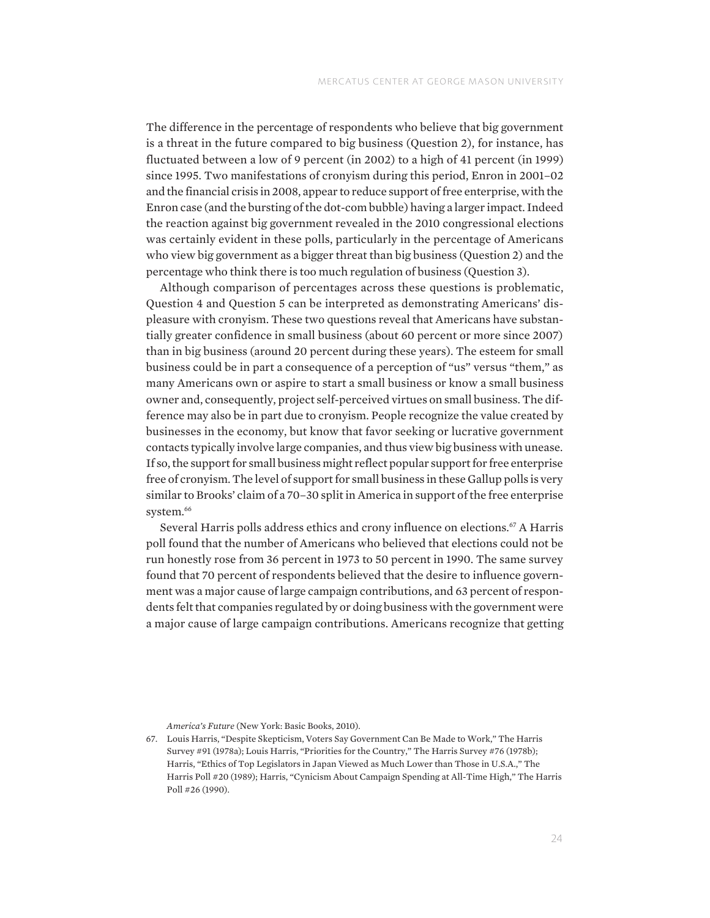The difference in the percentage of respondents who believe that big government is a threat in the future compared to big business (Question 2), for instance, has fluctuated between a low of 9 percent (in 2002) to a high of 41 percent (in 1999) since 1995. Two manifestations of cronyism during this period, Enron in 2001–02 and the financial crisis in 2008, appear to reduce support of free enterprise, with the Enron case (and the bursting of the dot-com bubble) having a larger impact. Indeed the reaction against big government revealed in the 2010 congressional elections was certainly evident in these polls, particularly in the percentage of Americans who view big government as a bigger threat than big business (Question 2) and the percentage who think there is too much regulation of business (Question 3).

Although comparison of percentages across these questions is problematic, Question 4 and Question 5 can be interpreted as demonstrating Americans' displeasure with cronyism. These two questions reveal that Americans have substantially greater confidence in small business (about 60 percent or more since 2007) than in big business (around 20 percent during these years). The esteem for small business could be in part a consequence of a perception of "us" versus "them," as many Americans own or aspire to start a small business or know a small business owner and, consequently, project self-perceived virtues on small business. The difference may also be in part due to cronyism. People recognize the value created by businesses in the economy, but know that favor seeking or lucrative government contacts typically involve large companies, and thus view big business with unease. If so, the support for small business might reflect popular support for free enterprise free of cronyism. The level of support for small business in these Gallup polls is very similar to Brooks' claim of a 70–30 split in America in support of the free enterprise system.[66]

Several Harris polls address ethics and crony influence on elections.[67] A Harris poll found that the number of Americans who believed that elections could not be run honestly rose from 36 percent in 1973 to 50 percent in 1990. The same survey found that 70 percent of respondents believed that the desire to influence government was a major cause of large campaign contributions, and 63 percent of respondents felt that companies regulated by or doing business with the government were a major cause of large campaign contributions. Americans recognize that getting

*America's Future* (New York: Basic Books, 2010).

67. Louis Harris, "Despite Skepticism, Voters Say Government Can Be Made to Work," The Harris Survey #91 (1978a); Louis Harris, "Priorities for the Country," The Harris Survey #76 (1978b); Harris, "Ethics of Top Legislators in Japan Viewed as Much Lower than Those in U.S.A.," The Harris Poll #20 (1989); Harris, "Cynicism About Campaign Spending at All-Time High," The Harris Poll #26 (1990).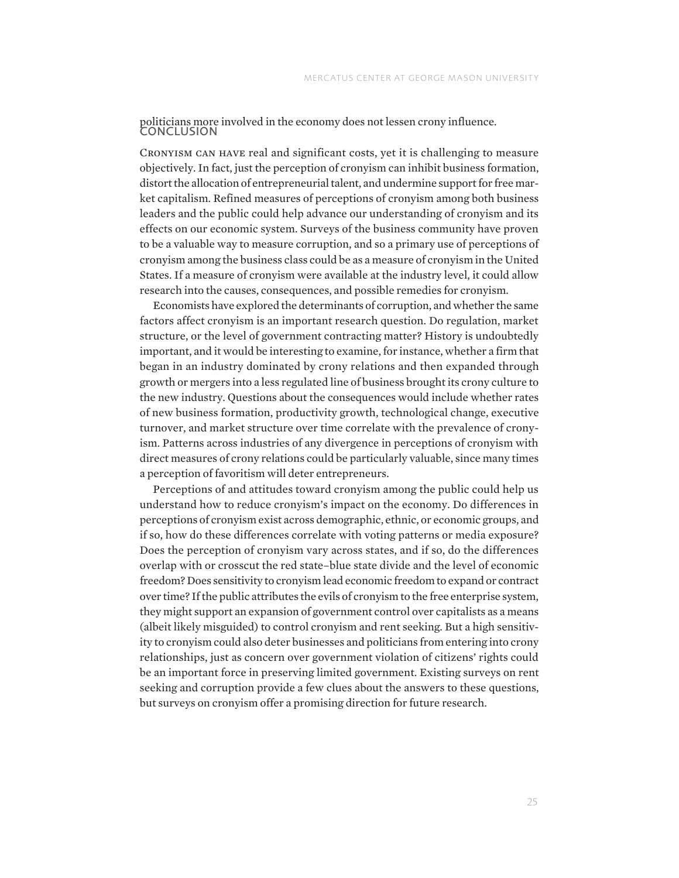politicians more involved in the economy does not lessen crony influence.

## CONCLUSION

Cronyism can have real and significant costs, yet it is challenging to measure objectively. In fact, just the perception of cronyism can inhibit business formation, distort the allocation of entrepreneurial talent, and undermine support for free market capitalism. Refined measures of perceptions of cronyism among both business leaders and the public could help advance our understanding of cronyism and its effects on our economic system. Surveys of the business community have proven to be a valuable way to measure corruption, and so a primary use of perceptions of cronyism among the business class could be as a measure of cronyism in the United States. If a measure of cronyism were available at the industry level, it could allow research into the causes, consequences, and possible remedies for cronyism.

Economists have explored the determinants of corruption, and whether the same factors affect cronyism is an important research question. Do regulation, market structure, or the level of government contracting matter? History is undoubtedly important, and it would be interesting to examine, for instance, whether a firm that began in an industry dominated by crony relations and then expanded through growth or mergers into a less regulated line of business brought its crony culture to the new industry. Questions about the consequences would include whether rates of new business formation, productivity growth, technological change, executive turnover, and market structure over time correlate with the prevalence of cronyism. Patterns across industries of any divergence in perceptions of cronyism with direct measures of crony relations could be particularly valuable, since many times a perception of favoritism will deter entrepreneurs.

Perceptions of and attitudes toward cronyism among the public could help us understand how to reduce cronyism's impact on the economy. Do differences in perceptions of cronyism exist across demographic, ethnic, or economic groups, and if so, how do these differences correlate with voting patterns or media exposure? Does the perception of cronyism vary across states, and if so, do the differences overlap with or crosscut the red state–blue state divide and the level of economic freedom? Does sensitivity to cronyism lead economic freedom to expand or contract over time? If the public attributes the evils of cronyism to the free enterprise system, they might support an expansion of government control over capitalists as a means (albeit likely misguided) to control cronyism and rent seeking. But a high sensitivity to cronyism could also deter businesses and politicians from entering into crony relationships, just as concern over government violation of citizens' rights could be an important force in preserving limited government. Existing surveys on rent seeking and corruption provide a few clues about the answers to these questions, but surveys on cronyism offer a promising direction for future research.